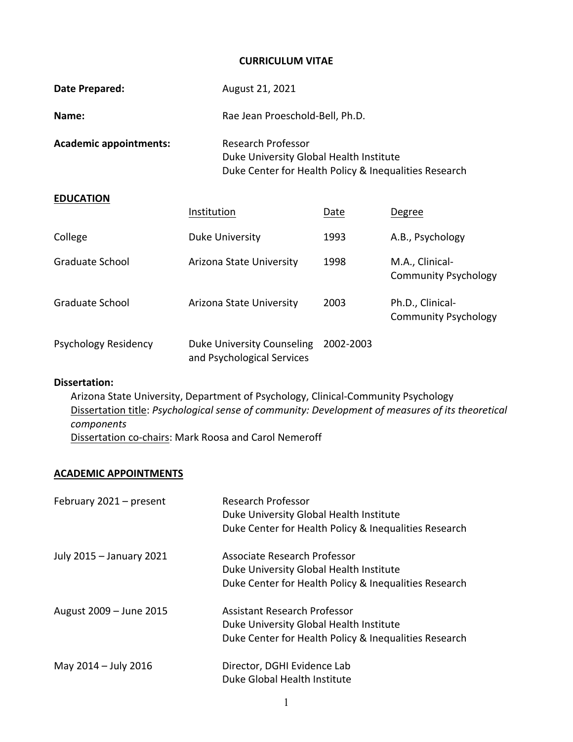# CURRICULUM VITAE

**Date Prepared:** August 21, 2021

**Name:** Rae Jean Proeschold-Bell, Ph.D.

**Academic appointments:** Research Professor
Duke University Global Health Institute
Duke Center for Health Policy & Inequalities Research

## EDUCATION

| | Institution | Date | Degree |
|---|---|---|---|
| College | Duke University | 1993 | A.B., Psychology |
| Graduate School | Arizona State University | 1998 | M.A., Clinical-Community Psychology |
| Graduate School | Arizona State University | 2003 | Ph.D., Clinical-Community Psychology |
| Psychology Residency | Duke University Counseling and Psychological Services | 2002-2003 | |

**Dissertation:**

Arizona State University, Department of Psychology, Clinical-Community Psychology
Dissertation title: *Psychological sense of community: Development of measures of its theoretical components*
Dissertation co-chairs: Mark Roosa and Carol Nemeroff

## ACADEMIC APPOINTMENTS

| | |
|---|---|
| February 2021 – present | Research Professor<br>Duke University Global Health Institute<br>Duke Center for Health Policy & Inequalities Research |
| July 2015 – January 2021 | Associate Research Professor<br>Duke University Global Health Institute<br>Duke Center for Health Policy & Inequalities Research |
| August 2009 – June 2015 | Assistant Research Professor<br>Duke University Global Health Institute<br>Duke Center for Health Policy & Inequalities Research |
| May 2014 – July 2016 | Director, DGHI Evidence Lab<br>Duke Global Health Institute |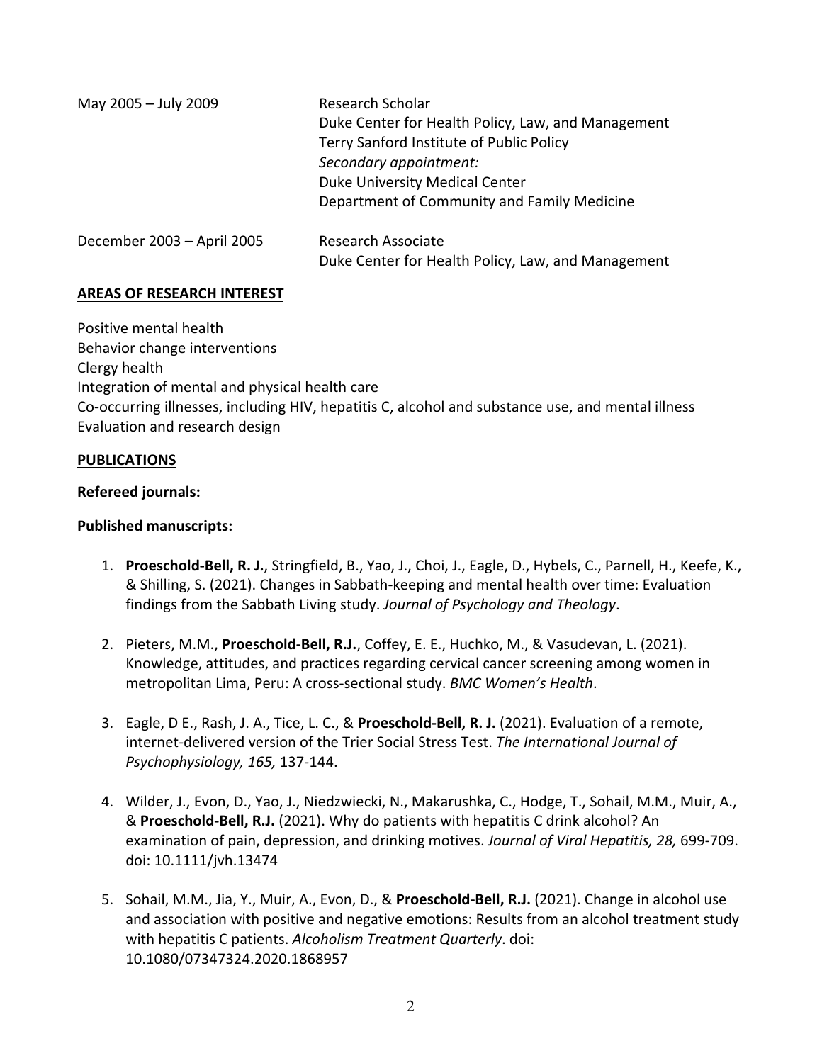May 2005 – July 2009 | Research Scholar
Duke Center for Health Policy, Law, and Management
Terry Sanford Institute of Public Policy
*Secondary appointment:*
Duke University Medical Center
Department of Community and Family Medicine

December 2003 – April 2005 | Research Associate
Duke Center for Health Policy, Law, and Management

## AREAS OF RESEARCH INTEREST

Positive mental health
Behavior change interventions
Clergy health
Integration of mental and physical health care
Co-occurring illnesses, including HIV, hepatitis C, alcohol and substance use, and mental illness
Evaluation and research design

## PUBLICATIONS

**Refereed journals:**

**Published manuscripts:**

1. **Proeschold-Bell, R. J.**, Stringfield, B., Yao, J., Choi, J., Eagle, D., Hybels, C., Parnell, H., Keefe, K., & Shilling, S. (2021). Changes in Sabbath-keeping and mental health over time: Evaluation findings from the Sabbath Living study. *Journal of Psychology and Theology*.

2. Pieters, M.M., **Proeschold-Bell, R.J.**, Coffey, E. E., Huchko, M., & Vasudevan, L. (2021). Knowledge, attitudes, and practices regarding cervical cancer screening among women in metropolitan Lima, Peru: A cross-sectional study. *BMC Women's Health*.

3. Eagle, D E., Rash, J. A., Tice, L. C., & **Proeschold-Bell, R. J.** (2021). Evaluation of a remote, internet-delivered version of the Trier Social Stress Test. *The International Journal of Psychophysiology, 165,* 137-144.

4. Wilder, J., Evon, D., Yao, J., Niedzwiecki, N., Makarushka, C., Hodge, T., Sohail, M.M., Muir, A., & **Proeschold-Bell, R.J.** (2021). Why do patients with hepatitis C drink alcohol? An examination of pain, depression, and drinking motives. *Journal of Viral Hepatitis, 28,* 699-709. doi: 10.1111/jvh.13474

5. Sohail, M.M., Jia, Y., Muir, A., Evon, D., & **Proeschold-Bell, R.J.** (2021). Change in alcohol use and association with positive and negative emotions: Results from an alcohol treatment study with hepatitis C patients. *Alcoholism Treatment Quarterly*. doi: 10.1080/07347324.2020.1868957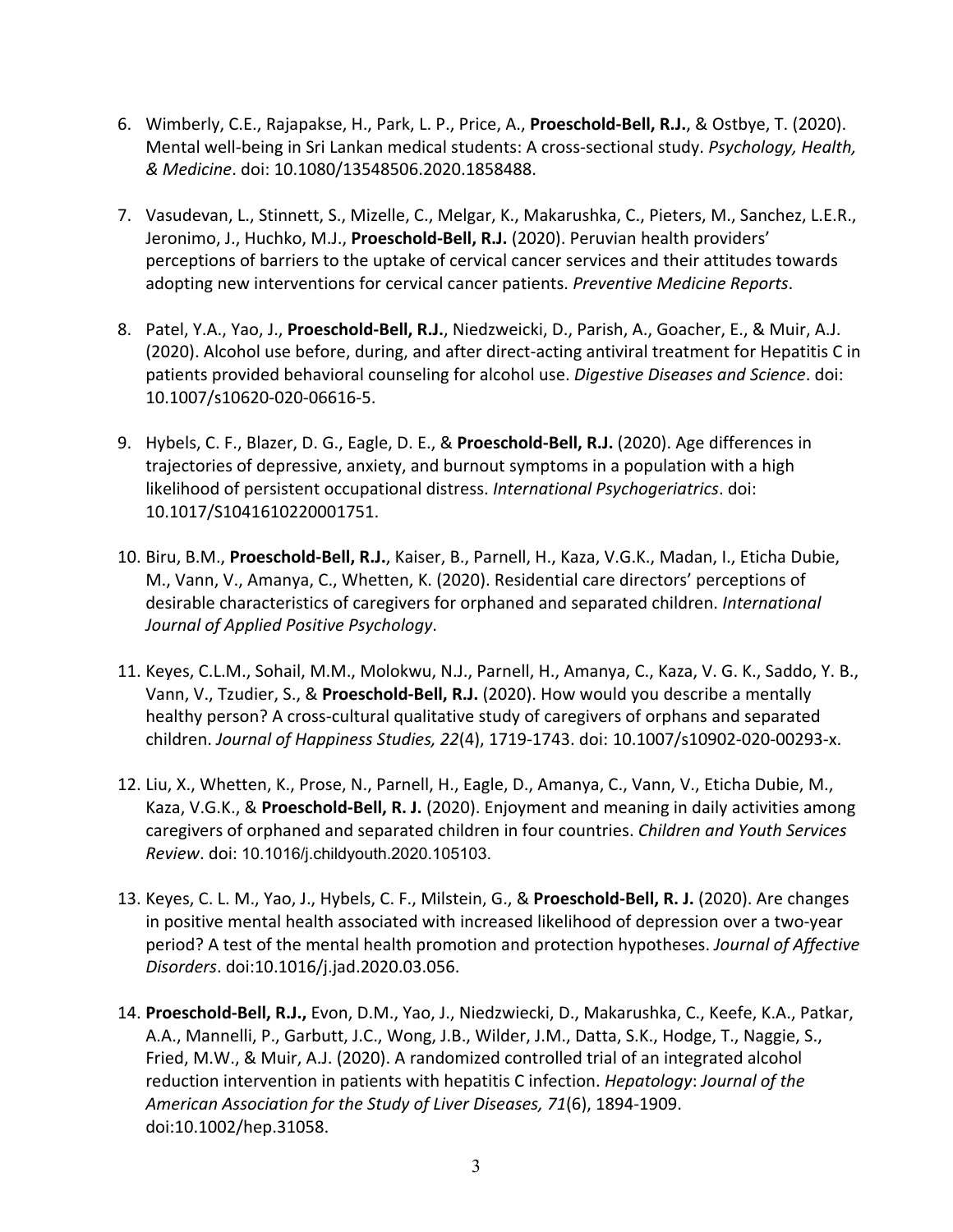6. Wimberly, C.E., Rajapakse, H., Park, L. P., Price, A., **Proeschold-Bell, R.J.**, & Ostbye, T. (2020). Mental well-being in Sri Lankan medical students: A cross-sectional study. *Psychology, Health, & Medicine*. doi: 10.1080/13548506.2020.1858488.

7. Vasudevan, L., Stinnett, S., Mizelle, C., Melgar, K., Makarushka, C., Pieters, M., Sanchez, L.E.R., Jeronimo, J., Huchko, M.J., **Proeschold-Bell, R.J.** (2020). Peruvian health providers' perceptions of barriers to the uptake of cervical cancer services and their attitudes towards adopting new interventions for cervical cancer patients. *Preventive Medicine Reports*.

8. Patel, Y.A., Yao, J., **Proeschold-Bell, R.J.**, Niedzweicki, D., Parish, A., Goacher, E., & Muir, A.J. (2020). Alcohol use before, during, and after direct-acting antiviral treatment for Hepatitis C in patients provided behavioral counseling for alcohol use. *Digestive Diseases and Science*. doi: 10.1007/s10620-020-06616-5.

9. Hybels, C. F., Blazer, D. G., Eagle, D. E., & **Proeschold-Bell, R.J.** (2020). Age differences in trajectories of depressive, anxiety, and burnout symptoms in a population with a high likelihood of persistent occupational distress. *International Psychogeriatrics*. doi: 10.1017/S1041610220001751.

10. Biru, B.M., **Proeschold-Bell, R.J.**, Kaiser, B., Parnell, H., Kaza, V.G.K., Madan, I., Eticha Dubie, M., Vann, V., Amanya, C., Whetten, K. (2020). Residential care directors' perceptions of desirable characteristics of caregivers for orphaned and separated children. *International Journal of Applied Positive Psychology*.

11. Keyes, C.L.M., Sohail, M.M., Molokwu, N.J., Parnell, H., Amanya, C., Kaza, V. G. K., Saddo, Y. B., Vann, V., Tzudier, S., & **Proeschold-Bell, R.J.** (2020). How would you describe a mentally healthy person? A cross-cultural qualitative study of caregivers of orphans and separated children. *Journal of Happiness Studies, 22*(4), 1719-1743. doi: 10.1007/s10902-020-00293-x.

12. Liu, X., Whetten, K., Prose, N., Parnell, H., Eagle, D., Amanya, C., Vann, V., Eticha Dubie, M., Kaza, V.G.K., & **Proeschold-Bell, R. J.** (2020). Enjoyment and meaning in daily activities among caregivers of orphaned and separated children in four countries. *Children and Youth Services Review*. doi: 10.1016/j.childyouth.2020.105103.

13. Keyes, C. L. M., Yao, J., Hybels, C. F., Milstein, G., & **Proeschold-Bell, R. J.** (2020). Are changes in positive mental health associated with increased likelihood of depression over a two-year period? A test of the mental health promotion and protection hypotheses. *Journal of Affective Disorders*. doi:10.1016/j.jad.2020.03.056.

14. **Proeschold-Bell, R.J.,** Evon, D.M., Yao, J., Niedzwiecki, D., Makarushka, C., Keefe, K.A., Patkar, A.A., Mannelli, P., Garbutt, J.C., Wong, J.B., Wilder, J.M., Datta, S.K., Hodge, T., Naggie, S., Fried, M.W., & Muir, A.J. (2020). A randomized controlled trial of an integrated alcohol reduction intervention in patients with hepatitis C infection. *Hepatology*: *Journal of the American Association for the Study of Liver Diseases, 71*(6), 1894-1909. doi:10.1002/hep.31058.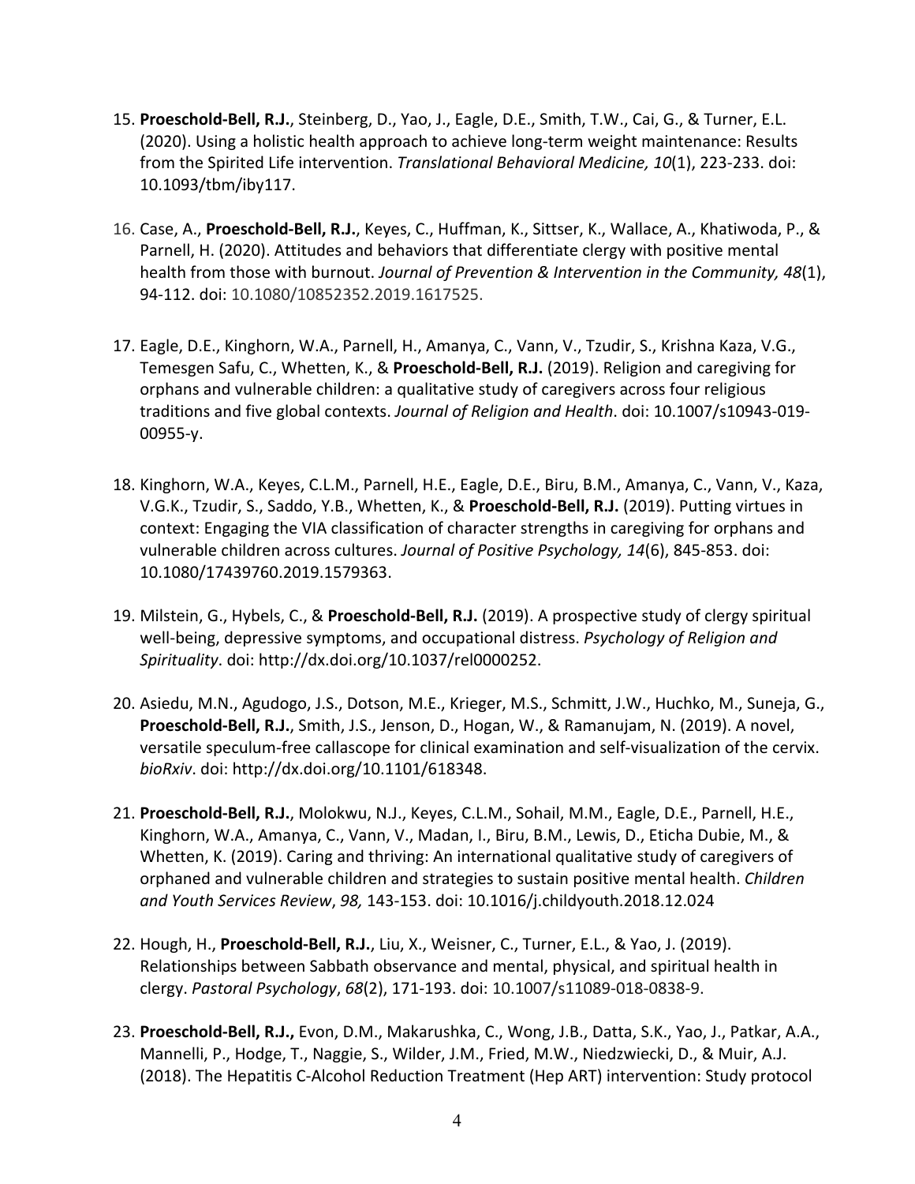15. **Proeschold-Bell, R.J.**, Steinberg, D., Yao, J., Eagle, D.E., Smith, T.W., Cai, G., & Turner, E.L. (2020). Using a holistic health approach to achieve long-term weight maintenance: Results from the Spirited Life intervention. *Translational Behavioral Medicine, 10*(1), 223-233. doi: 10.1093/tbm/iby117.

16. Case, A., **Proeschold-Bell, R.J.**, Keyes, C., Huffman, K., Sittser, K., Wallace, A., Khatiwoda, P., & Parnell, H. (2020). Attitudes and behaviors that differentiate clergy with positive mental health from those with burnout. *Journal of Prevention & Intervention in the Community, 48*(1), 94-112. doi: 10.1080/10852352.2019.1617525.

17. Eagle, D.E., Kinghorn, W.A., Parnell, H., Amanya, C., Vann, V., Tzudir, S., Krishna Kaza, V.G., Temesgen Safu, C., Whetten, K., & **Proeschold-Bell, R.J.** (2019). Religion and caregiving for orphans and vulnerable children: a qualitative study of caregivers across four religious traditions and five global contexts. *Journal of Religion and Health*. doi: 10.1007/s10943-019-00955-y.

18. Kinghorn, W.A., Keyes, C.L.M., Parnell, H.E., Eagle, D.E., Biru, B.M., Amanya, C., Vann, V., Kaza, V.G.K., Tzudir, S., Saddo, Y.B., Whetten, K., & **Proeschold-Bell, R.J.** (2019). Putting virtues in context: Engaging the VIA classification of character strengths in caregiving for orphans and vulnerable children across cultures. *Journal of Positive Psychology, 14*(6), 845-853. doi: 10.1080/17439760.2019.1579363.

19. Milstein, G., Hybels, C., & **Proeschold-Bell, R.J.** (2019). A prospective study of clergy spiritual well-being, depressive symptoms, and occupational distress. *Psychology of Religion and Spirituality*. doi: http://dx.doi.org/10.1037/rel0000252.

20. Asiedu, M.N., Agudogo, J.S., Dotson, M.E., Krieger, M.S., Schmitt, J.W., Huchko, M., Suneja, G., **Proeschold-Bell, R.J.**, Smith, J.S., Jenson, D., Hogan, W., & Ramanujam, N. (2019). A novel, versatile speculum-free callascope for clinical examination and self-visualization of the cervix. *bioRxiv*. doi: http://dx.doi.org/10.1101/618348.

21. **Proeschold-Bell, R.J.**, Molokwu, N.J., Keyes, C.L.M., Sohail, M.M., Eagle, D.E., Parnell, H.E., Kinghorn, W.A., Amanya, C., Vann, V., Madan, I., Biru, B.M., Lewis, D., Eticha Dubie, M., & Whetten, K. (2019). Caring and thriving: An international qualitative study of caregivers of orphaned and vulnerable children and strategies to sustain positive mental health. *Children and Youth Services Review*, *98,* 143-153. doi: 10.1016/j.childyouth.2018.12.024

22. Hough, H., **Proeschold-Bell, R.J.**, Liu, X., Weisner, C., Turner, E.L., & Yao, J. (2019). Relationships between Sabbath observance and mental, physical, and spiritual health in clergy. *Pastoral Psychology*, *68*(2), 171-193. doi: 10.1007/s11089-018-0838-9.

23. **Proeschold-Bell, R.J.,** Evon, D.M., Makarushka, C., Wong, J.B., Datta, S.K., Yao, J., Patkar, A.A., Mannelli, P., Hodge, T., Naggie, S., Wilder, J.M., Fried, M.W., Niedzwiecki, D., & Muir, A.J. (2018). The Hepatitis C-Alcohol Reduction Treatment (Hep ART) intervention: Study protocol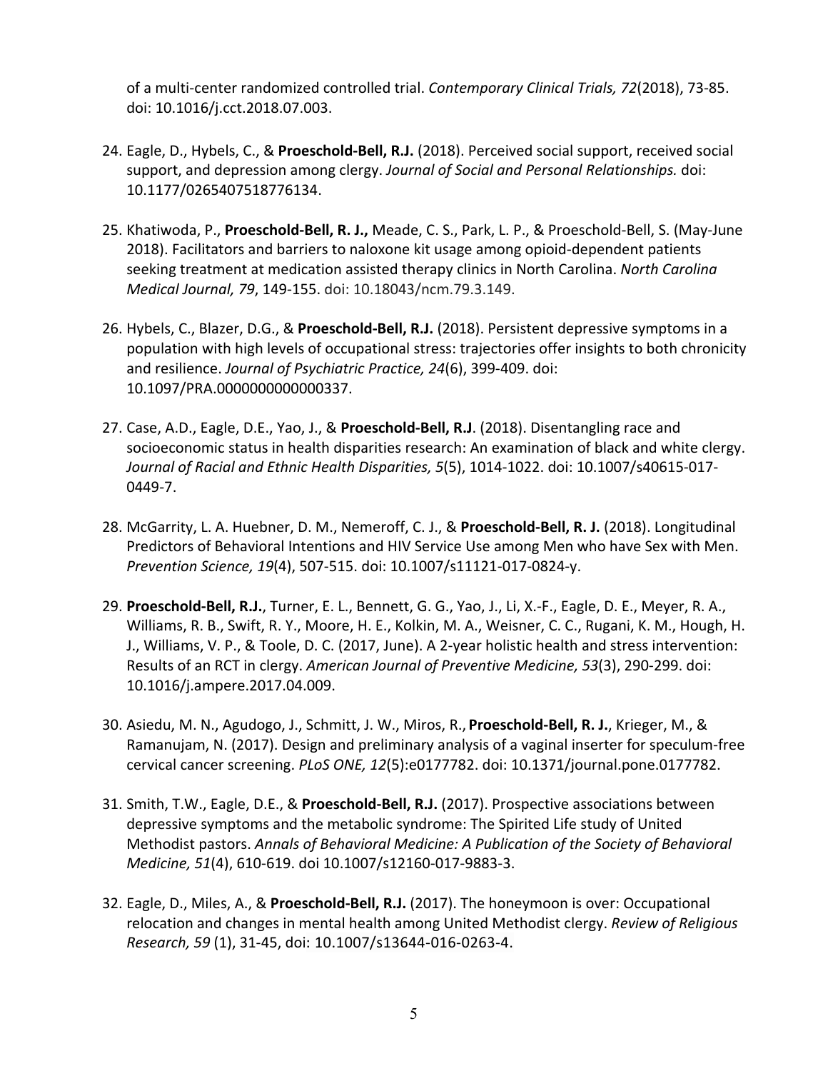of a multi-center randomized controlled trial. *Contemporary Clinical Trials, 72*(2018), 73-85. doi: 10.1016/j.cct.2018.07.003.

24. Eagle, D., Hybels, C., & **Proeschold-Bell, R.J.** (2018). Perceived social support, received social support, and depression among clergy. *Journal of Social and Personal Relationships.* doi: 10.1177/0265407518776134.

25. Khatiwoda, P., **Proeschold-Bell, R. J.,** Meade, C. S., Park, L. P., & Proeschold-Bell, S. (May-June 2018). Facilitators and barriers to naloxone kit usage among opioid-dependent patients seeking treatment at medication assisted therapy clinics in North Carolina. *North Carolina Medical Journal, 79*, 149-155. doi: 10.18043/ncm.79.3.149.

26. Hybels, C., Blazer, D.G., & **Proeschold-Bell, R.J.** (2018). Persistent depressive symptoms in a population with high levels of occupational stress: trajectories offer insights to both chronicity and resilience. *Journal of Psychiatric Practice, 24*(6), 399-409. doi: 10.1097/PRA.0000000000000337.

27. Case, A.D., Eagle, D.E., Yao, J., & **Proeschold-Bell, R.J**. (2018). Disentangling race and socioeconomic status in health disparities research: An examination of black and white clergy. *Journal of Racial and Ethnic Health Disparities, 5*(5), 1014-1022. doi: 10.1007/s40615-017-0449-7.

28. McGarrity, L. A. Huebner, D. M., Nemeroff, C. J., & **Proeschold-Bell, R. J.** (2018). Longitudinal Predictors of Behavioral Intentions and HIV Service Use among Men who have Sex with Men. *Prevention Science, 19*(4), 507-515. doi: 10.1007/s11121-017-0824-y.

29. **Proeschold-Bell, R.J.**, Turner, E. L., Bennett, G. G., Yao, J., Li, X.-F., Eagle, D. E., Meyer, R. A., Williams, R. B., Swift, R. Y., Moore, H. E., Kolkin, M. A., Weisner, C. C., Rugani, K. M., Hough, H. J., Williams, V. P., & Toole, D. C. (2017, June). A 2-year holistic health and stress intervention: Results of an RCT in clergy. *American Journal of Preventive Medicine, 53*(3), 290-299. doi: 10.1016/j.ampere.2017.04.009.

30. Asiedu, M. N., Agudogo, J., Schmitt, J. W., Miros, R., **Proeschold-Bell, R. J.**, Krieger, M., & Ramanujam, N. (2017). Design and preliminary analysis of a vaginal inserter for speculum-free cervical cancer screening. *PLoS ONE, 12*(5):e0177782. doi: 10.1371/journal.pone.0177782.

31. Smith, T.W., Eagle, D.E., & **Proeschold-Bell, R.J.** (2017). Prospective associations between depressive symptoms and the metabolic syndrome: The Spirited Life study of United Methodist pastors. *Annals of Behavioral Medicine: A Publication of the Society of Behavioral Medicine, 51*(4), 610-619. doi 10.1007/s12160-017-9883-3.

32. Eagle, D., Miles, A., & **Proeschold-Bell, R.J.** (2017). The honeymoon is over: Occupational relocation and changes in mental health among United Methodist clergy. *Review of Religious Research, 59* (1), 31-45, doi: 10.1007/s13644-016-0263-4.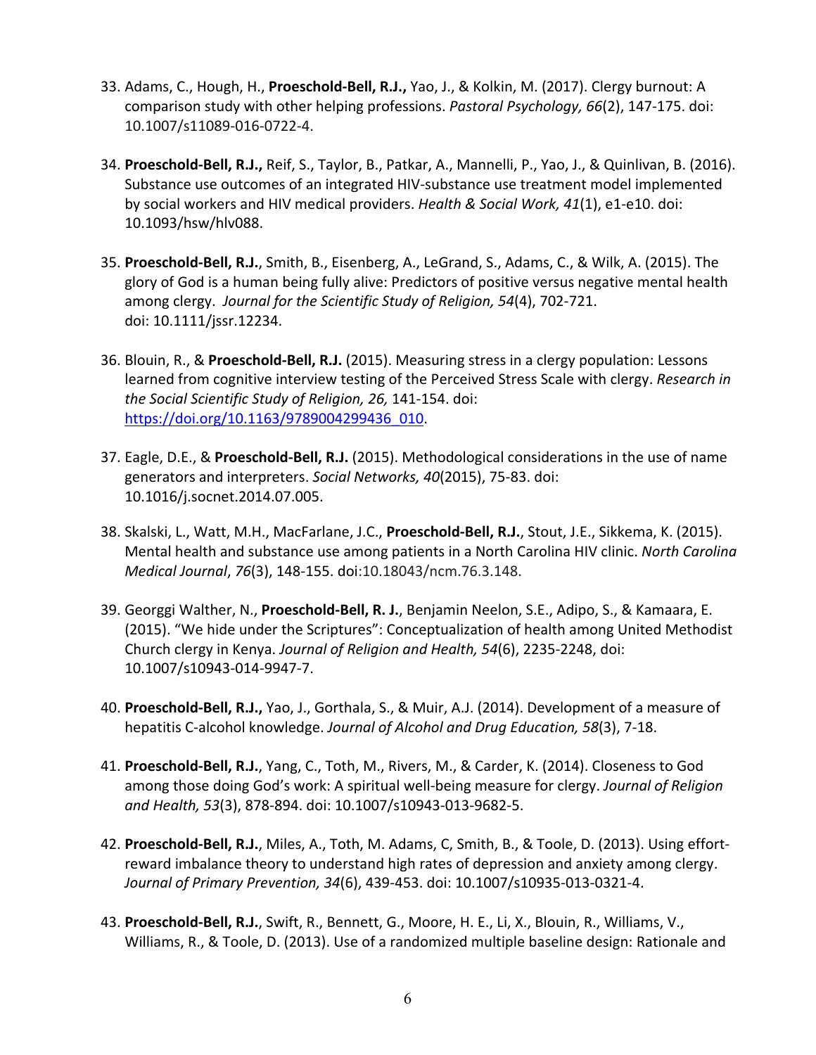33. Adams, C., Hough, H., **Proeschold-Bell, R.J.,** Yao, J., & Kolkin, M. (2017). Clergy burnout: A comparison study with other helping professions. *Pastoral Psychology, 66*(2), 147-175. doi: 10.1007/s11089-016-0722-4.

34. **Proeschold-Bell, R.J.,** Reif, S., Taylor, B., Patkar, A., Mannelli, P., Yao, J., & Quinlivan, B. (2016). Substance use outcomes of an integrated HIV-substance use treatment model implemented by social workers and HIV medical providers. *Health & Social Work, 41*(1), e1-e10. doi: 10.1093/hsw/hlv088.

35. **Proeschold-Bell, R.J.**, Smith, B., Eisenberg, A., LeGrand, S., Adams, C., & Wilk, A. (2015). The glory of God is a human being fully alive: Predictors of positive versus negative mental health among clergy. *Journal for the Scientific Study of Religion, 54*(4), 702-721. doi: 10.1111/jssr.12234.

36. Blouin, R., & **Proeschold-Bell, R.J.** (2015). Measuring stress in a clergy population: Lessons learned from cognitive interview testing of the Perceived Stress Scale with clergy. *Research in the Social Scientific Study of Religion, 26,* 141-154. doi: https://doi.org/10.1163/9789004299436_010.

37. Eagle, D.E., & **Proeschold-Bell, R.J.** (2015). Methodological considerations in the use of name generators and interpreters. *Social Networks, 40*(2015), 75-83. doi: 10.1016/j.socnet.2014.07.005.

38. Skalski, L., Watt, M.H., MacFarlane, J.C., **Proeschold-Bell, R.J.**, Stout, J.E., Sikkema, K. (2015). Mental health and substance use among patients in a North Carolina HIV clinic. *North Carolina Medical Journal*, *76*(3), 148-155. doi:10.18043/ncm.76.3.148.

39. Georggi Walther, N., **Proeschold-Bell, R. J.**, Benjamin Neelon, S.E., Adipo, S., & Kamaara, E. (2015). "We hide under the Scriptures": Conceptualization of health among United Methodist Church clergy in Kenya. *Journal of Religion and Health, 54*(6), 2235-2248, doi: 10.1007/s10943-014-9947-7.

40. **Proeschold-Bell, R.J.,** Yao, J., Gorthala, S., & Muir, A.J. (2014). Development of a measure of hepatitis C-alcohol knowledge. *Journal of Alcohol and Drug Education, 58*(3), 7-18.

41. **Proeschold-Bell, R.J.**, Yang, C., Toth, M., Rivers, M., & Carder, K. (2014). Closeness to God among those doing God's work: A spiritual well-being measure for clergy. *Journal of Religion and Health, 53*(3), 878-894. doi: 10.1007/s10943-013-9682-5.

42. **Proeschold-Bell, R.J.**, Miles, A., Toth, M. Adams, C, Smith, B., & Toole, D. (2013). Using effort-reward imbalance theory to understand high rates of depression and anxiety among clergy. *Journal of Primary Prevention, 34*(6), 439-453. doi: 10.1007/s10935-013-0321-4.

43. **Proeschold-Bell, R.J.**, Swift, R., Bennett, G., Moore, H. E., Li, X., Blouin, R., Williams, V., Williams, R., & Toole, D. (2013). Use of a randomized multiple baseline design: Rationale and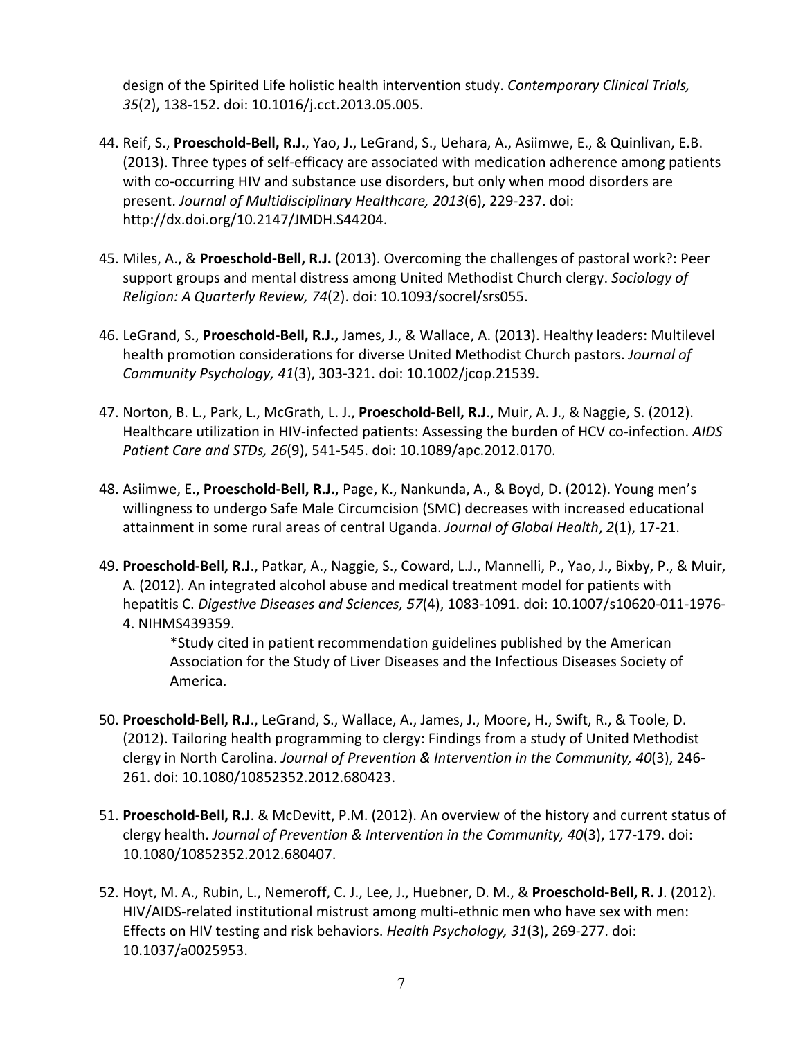design of the Spirited Life holistic health intervention study. *Contemporary Clinical Trials, 35*(2), 138-152. doi: 10.1016/j.cct.2013.05.005.

44. Reif, S., **Proeschold-Bell, R.J.**, Yao, J., LeGrand, S., Uehara, A., Asiimwe, E., & Quinlivan, E.B. (2013). Three types of self-efficacy are associated with medication adherence among patients with co-occurring HIV and substance use disorders, but only when mood disorders are present. *Journal of Multidisciplinary Healthcare, 2013*(6), 229-237. doi: http://dx.doi.org/10.2147/JMDH.S44204.

45. Miles, A., & **Proeschold-Bell, R.J.** (2013). Overcoming the challenges of pastoral work?: Peer support groups and mental distress among United Methodist Church clergy. *Sociology of Religion: A Quarterly Review, 74*(2). doi: 10.1093/socrel/srs055.

46. LeGrand, S., **Proeschold-Bell, R.J.,** James, J., & Wallace, A. (2013). Healthy leaders: Multilevel health promotion considerations for diverse United Methodist Church pastors. *Journal of Community Psychology, 41*(3), 303-321. doi: 10.1002/jcop.21539.

47. Norton, B. L., Park, L., McGrath, L. J., **Proeschold-Bell, R.J**., Muir, A. J., & Naggie, S. (2012). Healthcare utilization in HIV-infected patients: Assessing the burden of HCV co-infection. *AIDS Patient Care and STDs, 26*(9), 541-545. doi: 10.1089/apc.2012.0170.

48. Asiimwe, E., **Proeschold-Bell, R.J.**, Page, K., Nankunda, A., & Boyd, D. (2012). Young men's willingness to undergo Safe Male Circumcision (SMC) decreases with increased educational attainment in some rural areas of central Uganda. *Journal of Global Health*, *2*(1), 17-21.

49. **Proeschold-Bell, R.J**., Patkar, A., Naggie, S., Coward, L.J., Mannelli, P., Yao, J., Bixby, P., & Muir, A. (2012). An integrated alcohol abuse and medical treatment model for patients with hepatitis C. *Digestive Diseases and Sciences, 57*(4), 1083-1091. doi: 10.1007/s10620-011-1976-4. NIHMS439359.

    *Study cited in patient recommendation guidelines published by the American Association for the Study of Liver Diseases and the Infectious Diseases Society of America.

50. **Proeschold-Bell, R.J**., LeGrand, S., Wallace, A., James, J., Moore, H., Swift, R., & Toole, D. (2012). Tailoring health programming to clergy: Findings from a study of United Methodist clergy in North Carolina. *Journal of Prevention & Intervention in the Community, 40*(3), 246-261. doi: 10.1080/10852352.2012.680423.

51. **Proeschold-Bell, R.J**. & McDevitt, P.M. (2012). An overview of the history and current status of clergy health. *Journal of Prevention & Intervention in the Community, 40*(3), 177-179. doi: 10.1080/10852352.2012.680407.

52. Hoyt, M. A., Rubin, L., Nemeroff, C. J., Lee, J., Huebner, D. M., & **Proeschold-Bell, R. J**. (2012). HIV/AIDS-related institutional mistrust among multi-ethnic men who have sex with men: Effects on HIV testing and risk behaviors. *Health Psychology, 31*(3), 269-277. doi: 10.1037/a0025953.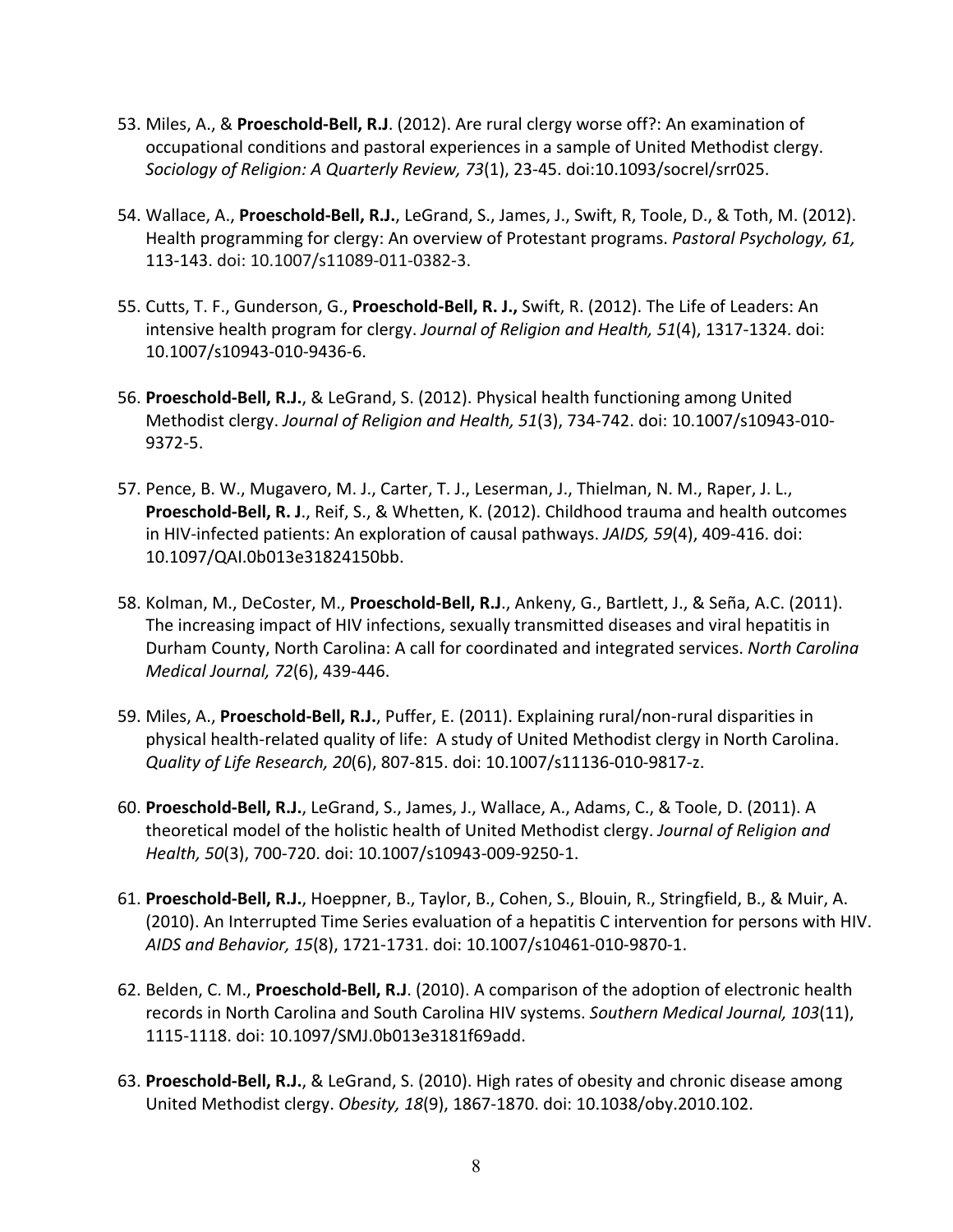53. Miles, A., & **Proeschold-Bell, R.J**. (2012). Are rural clergy worse off?: An examination of occupational conditions and pastoral experiences in a sample of United Methodist clergy. *Sociology of Religion: A Quarterly Review, 73*(1), 23-45. doi:10.1093/socrel/srr025.

54. Wallace, A., **Proeschold-Bell, R.J.**, LeGrand, S., James, J., Swift, R, Toole, D., & Toth, M. (2012). Health programming for clergy: An overview of Protestant programs. *Pastoral Psychology, 61,* 113-143. doi: 10.1007/s11089-011-0382-3.

55. Cutts, T. F., Gunderson, G., **Proeschold-Bell, R. J.,** Swift, R. (2012). The Life of Leaders: An intensive health program for clergy. *Journal of Religion and Health, 51*(4), 1317-1324. doi: 10.1007/s10943-010-9436-6.

56. **Proeschold-Bell, R.J.**, & LeGrand, S. (2012). Physical health functioning among United Methodist clergy. *Journal of Religion and Health, 51*(3), 734-742. doi: 10.1007/s10943-010-9372-5.

57. Pence, B. W., Mugavero, M. J., Carter, T. J., Leserman, J., Thielman, N. M., Raper, J. L., **Proeschold-Bell, R. J**., Reif, S., & Whetten, K. (2012). Childhood trauma and health outcomes in HIV-infected patients: An exploration of causal pathways. *JAIDS, 59*(4), 409-416. doi: 10.1097/QAI.0b013e31824150bb.

58. Kolman, M., DeCoster, M., **Proeschold-Bell, R.J**., Ankeny, G., Bartlett, J., & Seña, A.C. (2011). The increasing impact of HIV infections, sexually transmitted diseases and viral hepatitis in Durham County, North Carolina: A call for coordinated and integrated services. *North Carolina Medical Journal, 72*(6), 439-446.

59. Miles, A., **Proeschold-Bell, R.J.**, Puffer, E. (2011). Explaining rural/non-rural disparities in physical health-related quality of life: A study of United Methodist clergy in North Carolina. *Quality of Life Research, 20*(6), 807-815. doi: 10.1007/s11136-010-9817-z.

60. **Proeschold-Bell, R.J.**, LeGrand, S., James, J., Wallace, A., Adams, C., & Toole, D. (2011). A theoretical model of the holistic health of United Methodist clergy. *Journal of Religion and Health, 50*(3), 700-720. doi: 10.1007/s10943-009-9250-1.

61. **Proeschold-Bell, R.J.**, Hoeppner, B., Taylor, B., Cohen, S., Blouin, R., Stringfield, B., & Muir, A. (2010). An Interrupted Time Series evaluation of a hepatitis C intervention for persons with HIV. *AIDS and Behavior, 15*(8), 1721-1731. doi: 10.1007/s10461-010-9870-1.

62. Belden, C. M., **Proeschold-Bell, R.J**. (2010). A comparison of the adoption of electronic health records in North Carolina and South Carolina HIV systems. *Southern Medical Journal, 103*(11), 1115-1118. doi: 10.1097/SMJ.0b013e3181f69add.

63. **Proeschold-Bell, R.J.**, & LeGrand, S. (2010). High rates of obesity and chronic disease among United Methodist clergy. *Obesity, 18*(9), 1867-1870. doi: 10.1038/oby.2010.102.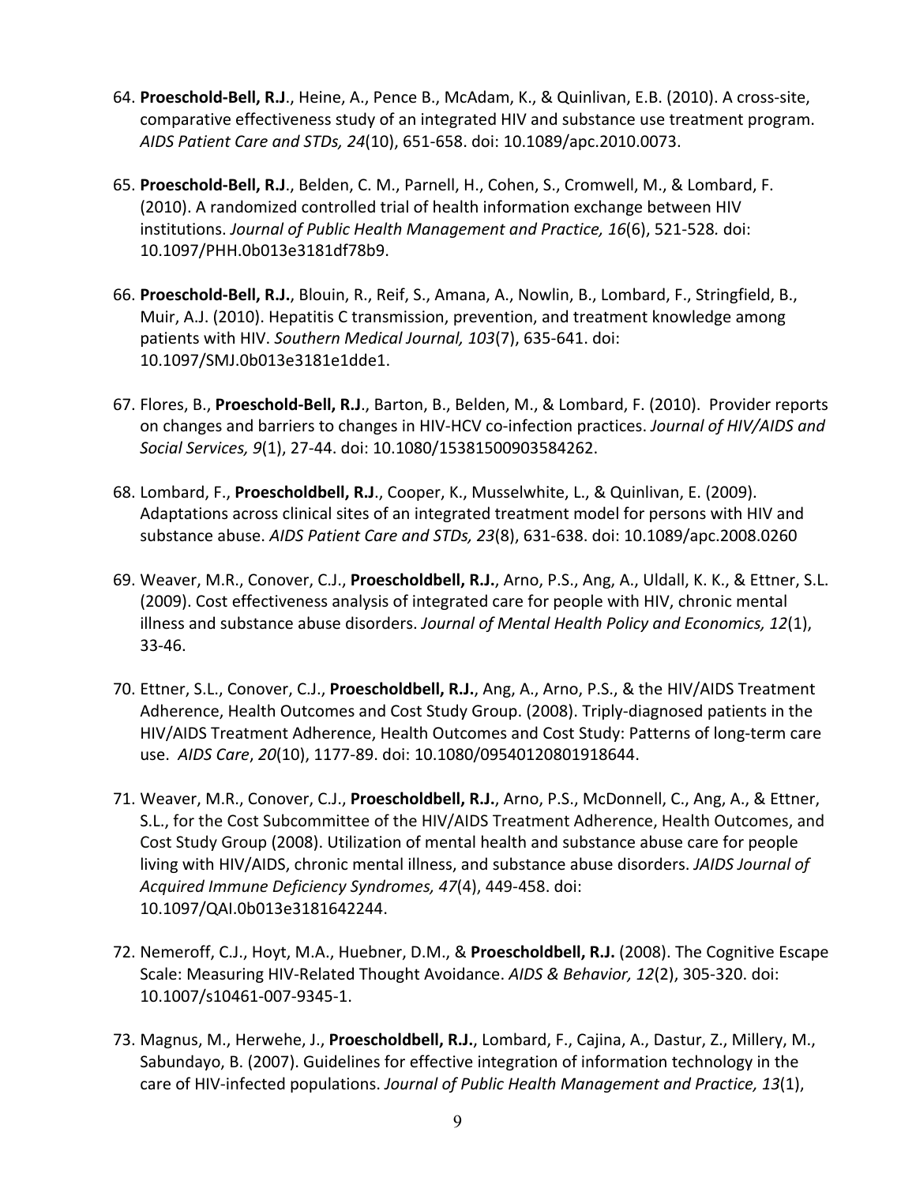64. **Proeschold-Bell, R.J**., Heine, A., Pence B., McAdam, K., & Quinlivan, E.B. (2010). A cross-site, comparative effectiveness study of an integrated HIV and substance use treatment program. *AIDS Patient Care and STDs, 24*(10), 651-658. doi: 10.1089/apc.2010.0073.

65. **Proeschold-Bell, R.J**., Belden, C. M., Parnell, H., Cohen, S., Cromwell, M., & Lombard, F. (2010). A randomized controlled trial of health information exchange between HIV institutions. *Journal of Public Health Management and Practice, 16*(6), 521-528. doi: 10.1097/PHH.0b013e3181df78b9.

66. **Proeschold-Bell, R.J.**, Blouin, R., Reif, S., Amana, A., Nowlin, B., Lombard, F., Stringfield, B., Muir, A.J. (2010). Hepatitis C transmission, prevention, and treatment knowledge among patients with HIV. *Southern Medical Journal, 103*(7), 635-641. doi: 10.1097/SMJ.0b013e3181e1dde1.

67. Flores, B., **Proeschold-Bell, R.J**., Barton, B., Belden, M., & Lombard, F. (2010). Provider reports on changes and barriers to changes in HIV-HCV co-infection practices. *Journal of HIV/AIDS and Social Services, 9*(1), 27-44. doi: 10.1080/15381500903584262.

68. Lombard, F., **Proescholdbell, R.J**., Cooper, K., Musselwhite, L., & Quinlivan, E. (2009). Adaptations across clinical sites of an integrated treatment model for persons with HIV and substance abuse. *AIDS Patient Care and STDs, 23*(8), 631-638. doi: 10.1089/apc.2008.0260

69. Weaver, M.R., Conover, C.J., **Proescholdbell, R.J.**, Arno, P.S., Ang, A., Uldall, K. K., & Ettner, S.L. (2009). Cost effectiveness analysis of integrated care for people with HIV, chronic mental illness and substance abuse disorders. *Journal of Mental Health Policy and Economics, 12*(1), 33-46.

70. Ettner, S.L., Conover, C.J., **Proescholdbell, R.J.**, Ang, A., Arno, P.S., & the HIV/AIDS Treatment Adherence, Health Outcomes and Cost Study Group. (2008). Triply-diagnosed patients in the HIV/AIDS Treatment Adherence, Health Outcomes and Cost Study: Patterns of long-term care use. *AIDS Care*, *20*(10), 1177-89. doi: 10.1080/09540120801918644.

71. Weaver, M.R., Conover, C.J., **Proescholdbell, R.J.**, Arno, P.S., McDonnell, C., Ang, A., & Ettner, S.L., for the Cost Subcommittee of the HIV/AIDS Treatment Adherence, Health Outcomes, and Cost Study Group (2008). Utilization of mental health and substance abuse care for people living with HIV/AIDS, chronic mental illness, and substance abuse disorders. *JAIDS Journal of Acquired Immune Deficiency Syndromes, 47*(4), 449-458. doi: 10.1097/QAI.0b013e3181642244.

72. Nemeroff, C.J., Hoyt, M.A., Huebner, D.M., & **Proescholdbell, R.J.** (2008). The Cognitive Escape Scale: Measuring HIV-Related Thought Avoidance. *AIDS & Behavior, 12*(2), 305-320. doi: 10.1007/s10461-007-9345-1.

73. Magnus, M., Herwehe, J., **Proescholdbell, R.J.**, Lombard, F., Cajina, A., Dastur, Z., Millery, M., Sabundayo, B. (2007). Guidelines for effective integration of information technology in the care of HIV-infected populations. *Journal of Public Health Management and Practice, 13*(1),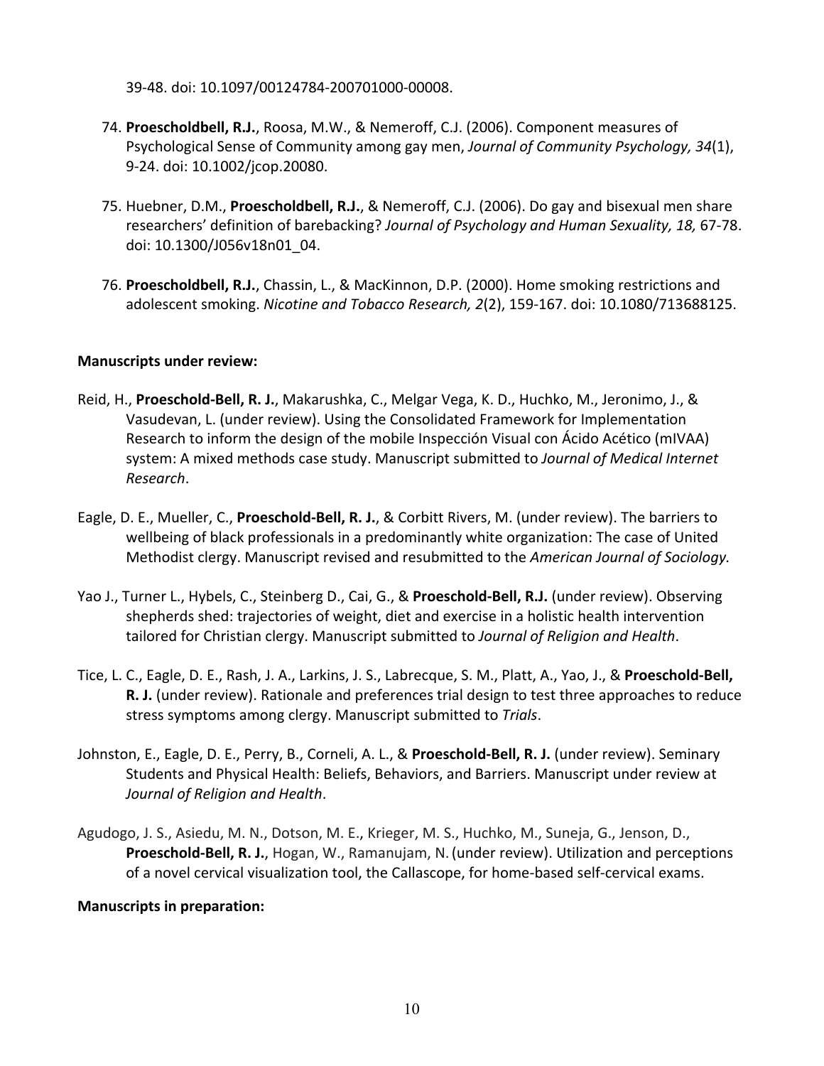39-48. doi: 10.1097/00124784-200701000-00008.

74. **Proescholdbell, R.J.**, Roosa, M.W., & Nemeroff, C.J. (2006). Component measures of Psychological Sense of Community among gay men, *Journal of Community Psychology, 34*(1), 9-24. doi: 10.1002/jcop.20080.

75. Huebner, D.M., **Proescholdbell, R.J.**, & Nemeroff, C.J. (2006). Do gay and bisexual men share researchers' definition of barebacking? *Journal of Psychology and Human Sexuality, 18,* 67-78. doi: 10.1300/J056v18n01_04.

76. **Proescholdbell, R.J.**, Chassin, L., & MacKinnon, D.P. (2000). Home smoking restrictions and adolescent smoking. *Nicotine and Tobacco Research, 2*(2), 159-167. doi: 10.1080/713688125.

**Manuscripts under review:**

Reid, H., **Proeschold-Bell, R. J.**, Makarushka, C., Melgar Vega, K. D., Huchko, M., Jeronimo, J., & Vasudevan, L. (under review). Using the Consolidated Framework for Implementation Research to inform the design of the mobile Inspección Visual con Ácido Acético (mIVAA) system: A mixed methods case study. Manuscript submitted to *Journal of Medical Internet Research*.

Eagle, D. E., Mueller, C., **Proeschold-Bell, R. J.**, & Corbitt Rivers, M. (under review). The barriers to wellbeing of black professionals in a predominantly white organization: The case of United Methodist clergy. Manuscript revised and resubmitted to the *American Journal of Sociology.*

Yao J., Turner L., Hybels, C., Steinberg D., Cai, G., & **Proeschold-Bell, R.J.** (under review). Observing shepherds shed: trajectories of weight, diet and exercise in a holistic health intervention tailored for Christian clergy. Manuscript submitted to *Journal of Religion and Health*.

Tice, L. C., Eagle, D. E., Rash, J. A., Larkins, J. S., Labrecque, S. M., Platt, A., Yao, J., & **Proeschold-Bell, R. J.** (under review). Rationale and preferences trial design to test three approaches to reduce stress symptoms among clergy. Manuscript submitted to *Trials*.

Johnston, E., Eagle, D. E., Perry, B., Corneli, A. L., & **Proeschold-Bell, R. J.** (under review). Seminary Students and Physical Health: Beliefs, Behaviors, and Barriers. Manuscript under review at *Journal of Religion and Health*.

Agudogo, J. S., Asiedu, M. N., Dotson, M. E., Krieger, M. S., Huchko, M., Suneja, G., Jenson, D., **Proeschold-Bell, R. J.**, Hogan, W., Ramanujam, N. (under review). Utilization and perceptions of a novel cervical visualization tool, the Callascope, for home-based self-cervical exams.

**Manuscripts in preparation:**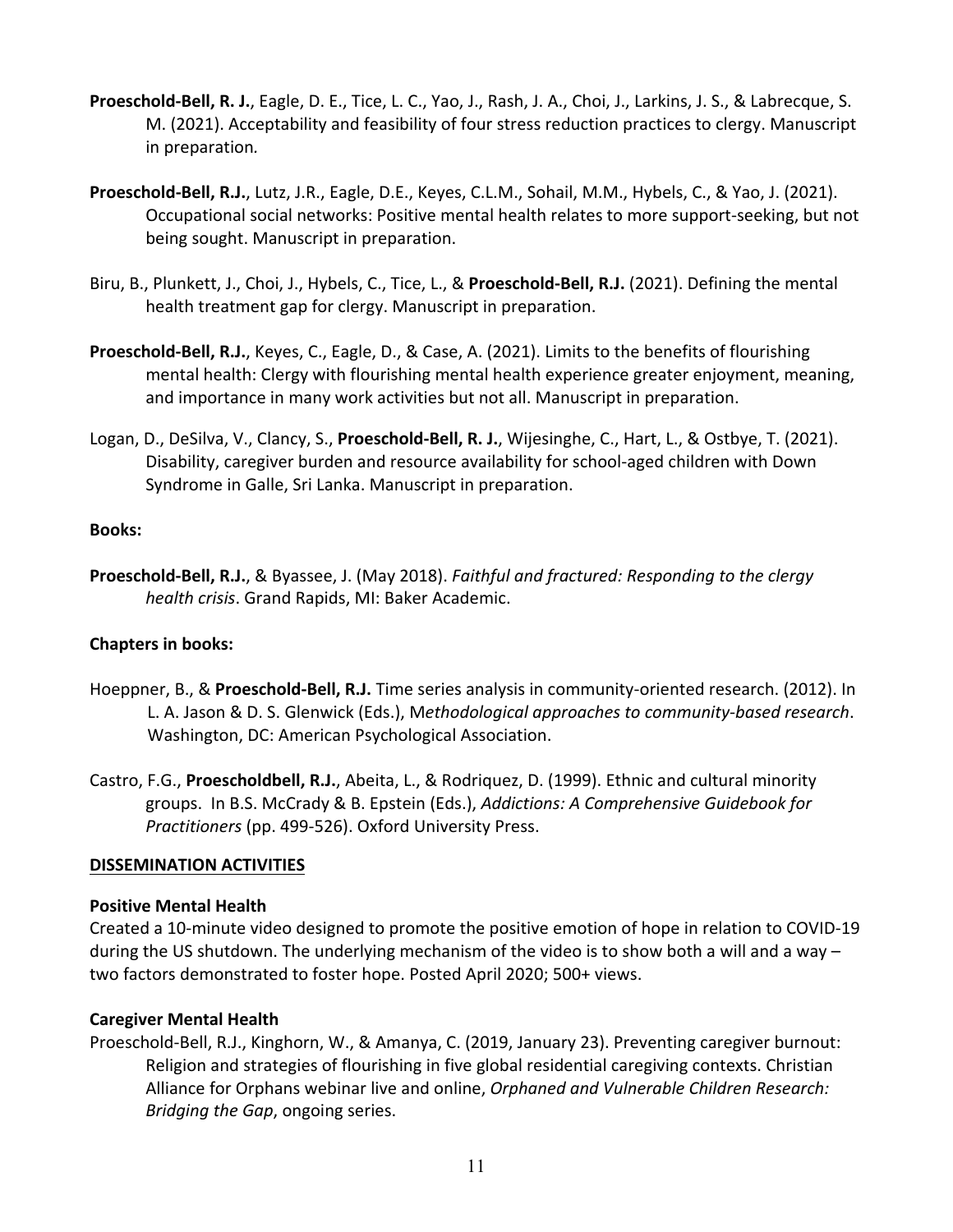**Proeschold-Bell, R. J.**, Eagle, D. E., Tice, L. C., Yao, J., Rash, J. A., Choi, J., Larkins, J. S., & Labrecque, S. M. (2021). Acceptability and feasibility of four stress reduction practices to clergy. Manuscript in preparation*.*

**Proeschold-Bell, R.J.**, Lutz, J.R., Eagle, D.E., Keyes, C.L.M., Sohail, M.M., Hybels, C., & Yao, J. (2021). Occupational social networks: Positive mental health relates to more support-seeking, but not being sought. Manuscript in preparation.

Biru, B., Plunkett, J., Choi, J., Hybels, C., Tice, L., & **Proeschold-Bell, R.J.** (2021). Defining the mental health treatment gap for clergy. Manuscript in preparation.

**Proeschold-Bell, R.J.**, Keyes, C., Eagle, D., & Case, A. (2021). Limits to the benefits of flourishing mental health: Clergy with flourishing mental health experience greater enjoyment, meaning, and importance in many work activities but not all. Manuscript in preparation.

Logan, D., DeSilva, V., Clancy, S., **Proeschold-Bell, R. J.**, Wijesinghe, C., Hart, L., & Ostbye, T. (2021). Disability, caregiver burden and resource availability for school-aged children with Down Syndrome in Galle, Sri Lanka. Manuscript in preparation.

**Books:**

**Proeschold-Bell, R.J.**, & Byassee, J. (May 2018). *Faithful and fractured: Responding to the clergy health crisis*. Grand Rapids, MI: Baker Academic.

**Chapters in books:**

Hoeppner, B., & **Proeschold-Bell, R.J.** Time series analysis in community-oriented research. (2012). In L. A. Jason & D. S. Glenwick (Eds.), M*ethodological approaches to community-based research*. Washington, DC: American Psychological Association.

Castro, F.G., **Proescholdbell, R.J.**, Abeita, L., & Rodriquez, D. (1999). Ethnic and cultural minority groups. In B.S. McCrady & B. Epstein (Eds.), *Addictions: A Comprehensive Guidebook for Practitioners* (pp. 499-526). Oxford University Press.

## DISSEMINATION ACTIVITIES

**Positive Mental Health**

Created a 10-minute video designed to promote the positive emotion of hope in relation to COVID-19 during the US shutdown. The underlying mechanism of the video is to show both a will and a way – two factors demonstrated to foster hope. Posted April 2020; 500+ views.

**Caregiver Mental Health**

Proeschold-Bell, R.J., Kinghorn, W., & Amanya, C. (2019, January 23). Preventing caregiver burnout: Religion and strategies of flourishing in five global residential caregiving contexts. Christian Alliance for Orphans webinar live and online, *Orphaned and Vulnerable Children Research: Bridging the Gap*, ongoing series.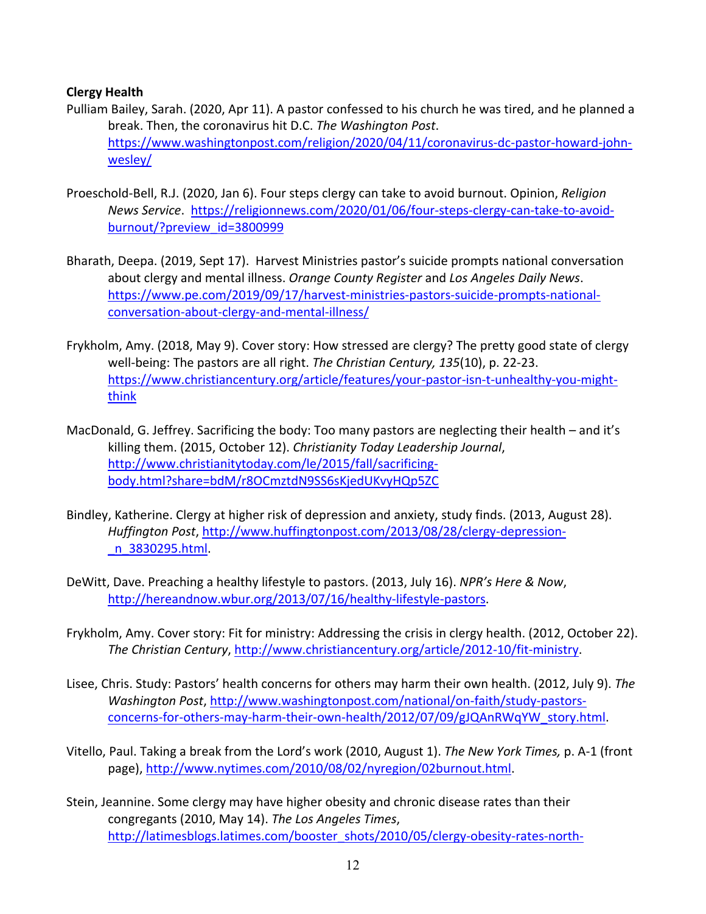**Clergy Health**

Pulliam Bailey, Sarah. (2020, Apr 11). A pastor confessed to his church he was tired, and he planned a break. Then, the coronavirus hit D.C. *The Washington Post*. https://www.washingtonpost.com/religion/2020/04/11/coronavirus-dc-pastor-howard-john-wesley/

Proeschold-Bell, R.J. (2020, Jan 6). Four steps clergy can take to avoid burnout. Opinion, *Religion News Service*. https://religionnews.com/2020/01/06/four-steps-clergy-can-take-to-avoid-burnout/?preview_id=3800999

Bharath, Deepa. (2019, Sept 17). Harvest Ministries pastor's suicide prompts national conversation about clergy and mental illness. *Orange County Register* and *Los Angeles Daily News*. https://www.pe.com/2019/09/17/harvest-ministries-pastors-suicide-prompts-national-conversation-about-clergy-and-mental-illness/

Frykholm, Amy. (2018, May 9). Cover story: How stressed are clergy? The pretty good state of clergy well-being: The pastors are all right. *The Christian Century, 135*(10), p. 22-23. https://www.christiancentury.org/article/features/your-pastor-isn-t-unhealthy-you-might-think

MacDonald, G. Jeffrey. Sacrificing the body: Too many pastors are neglecting their health – and it's killing them. (2015, October 12). *Christianity Today Leadership Journal*, http://www.christianitytoday.com/le/2015/fall/sacrificing-body.html?share=bdM/r8OCmztdN9SS6sKjedUKvyHQp5ZC

Bindley, Katherine. Clergy at higher risk of depression and anxiety, study finds. (2013, August 28). *Huffington Post*, http://www.huffingtonpost.com/2013/08/28/clergy-depression-_n_3830295.html.

DeWitt, Dave. Preaching a healthy lifestyle to pastors. (2013, July 16). *NPR's Here & Now*, http://hereandnow.wbur.org/2013/07/16/healthy-lifestyle-pastors.

Frykholm, Amy. Cover story: Fit for ministry: Addressing the crisis in clergy health. (2012, October 22). *The Christian Century*, http://www.christiancentury.org/article/2012-10/fit-ministry.

Lisee, Chris. Study: Pastors' health concerns for others may harm their own health. (2012, July 9). *The Washington Post*, http://www.washingtonpost.com/national/on-faith/study-pastors-concerns-for-others-may-harm-their-own-health/2012/07/09/gJQAnRWqYW_story.html.

Vitello, Paul. Taking a break from the Lord's work (2010, August 1). *The New York Times,* p. A-1 (front page), http://www.nytimes.com/2010/08/02/nyregion/02burnout.html.

Stein, Jeannine. Some clergy may have higher obesity and chronic disease rates than their congregants (2010, May 14). *The Los Angeles Times*, http://latimesblogs.latimes.com/booster_shots/2010/05/clergy-obesity-rates-north-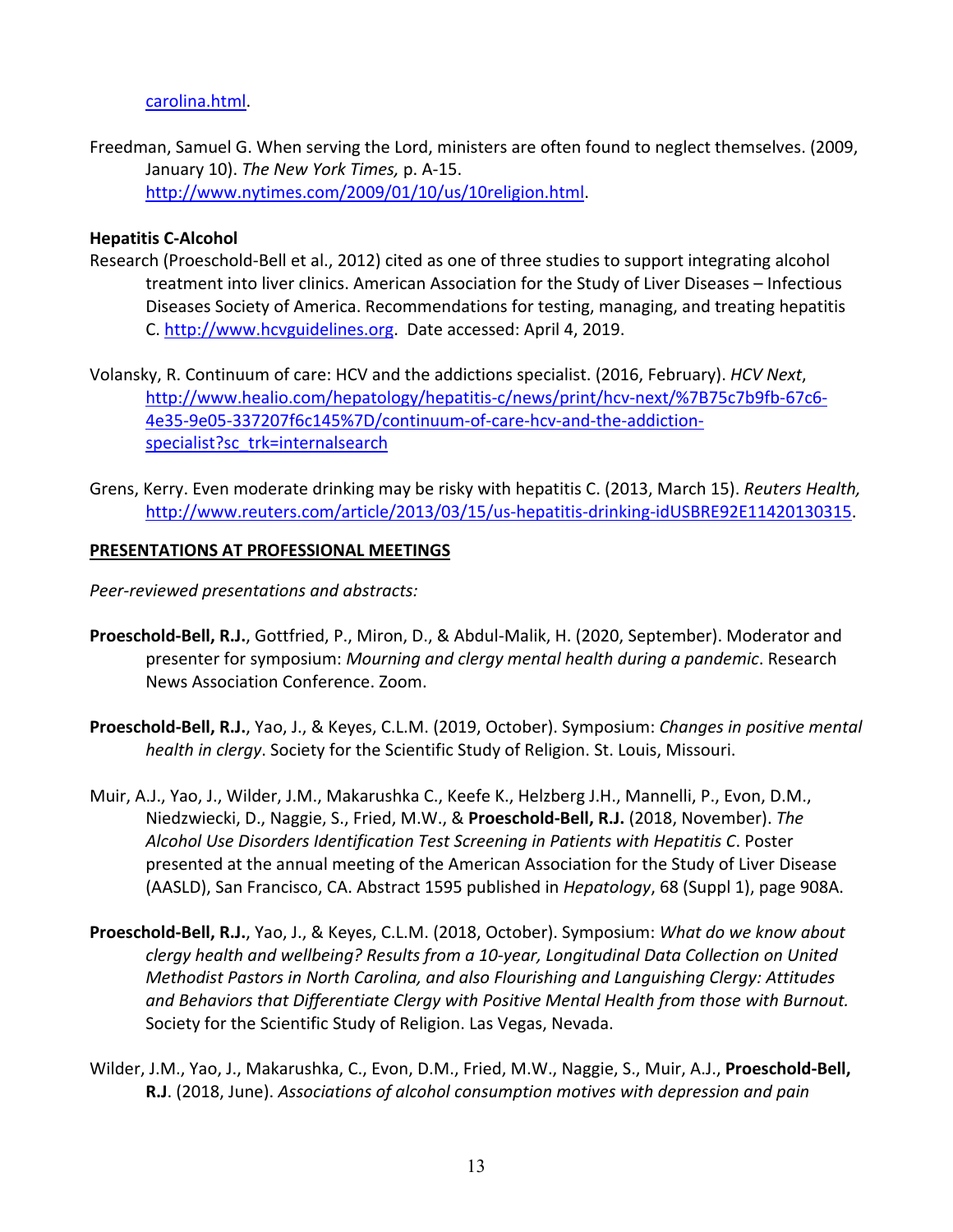carolina.html.

Freedman, Samuel G. When serving the Lord, ministers are often found to neglect themselves. (2009, January 10). *The New York Times,* p. A-15. http://www.nytimes.com/2009/01/10/us/10religion.html.

**Hepatitis C-Alcohol**

Research (Proeschold-Bell et al., 2012) cited as one of three studies to support integrating alcohol treatment into liver clinics. American Association for the Study of Liver Diseases – Infectious Diseases Society of America. Recommendations for testing, managing, and treating hepatitis C. http://www.hcvguidelines.org. Date accessed: April 4, 2019.

Volansky, R. Continuum of care: HCV and the addictions specialist. (2016, February). *HCV Next*, http://www.healio.com/hepatology/hepatitis-c/news/print/hcv-next/%7B75c7b9fb-67c6-4e35-9e05-337207f6c145%7D/continuum-of-care-hcv-and-the-addiction-specialist?sc_trk=internalsearch

Grens, Kerry. Even moderate drinking may be risky with hepatitis C. (2013, March 15). *Reuters Health,* http://www.reuters.com/article/2013/03/15/us-hepatitis-drinking-idUSBRE92E11420130315.

## PRESENTATIONS AT PROFESSIONAL MEETINGS

*Peer-reviewed presentations and abstracts:*

**Proeschold-Bell, R.J.**, Gottfried, P., Miron, D., & Abdul-Malik, H. (2020, September). Moderator and presenter for symposium: *Mourning and clergy mental health during a pandemic*. Research News Association Conference. Zoom.

**Proeschold-Bell, R.J.**, Yao, J., & Keyes, C.L.M. (2019, October). Symposium: *Changes in positive mental health in clergy*. Society for the Scientific Study of Religion. St. Louis, Missouri.

Muir, A.J., Yao, J., Wilder, J.M., Makarushka C., Keefe K., Helzberg J.H., Mannelli, P., Evon, D.M., Niedzwiecki, D., Naggie, S., Fried, M.W., & **Proeschold-Bell, R.J.** (2018, November). *The Alcohol Use Disorders Identification Test Screening in Patients with Hepatitis C*. Poster presented at the annual meeting of the American Association for the Study of Liver Disease (AASLD), San Francisco, CA. Abstract 1595 published in *Hepatology*, 68 (Suppl 1), page 908A.

**Proeschold-Bell, R.J.**, Yao, J., & Keyes, C.L.M. (2018, October). Symposium: *What do we know about clergy health and wellbeing? Results from a 10-year, Longitudinal Data Collection on United Methodist Pastors in North Carolina, and also Flourishing and Languishing Clergy: Attitudes and Behaviors that Differentiate Clergy with Positive Mental Health from those with Burnout.* Society for the Scientific Study of Religion. Las Vegas, Nevada.

Wilder, J.M., Yao, J., Makarushka, C., Evon, D.M., Fried, M.W., Naggie, S., Muir, A.J., **Proeschold-Bell, R.J**. (2018, June). *Associations of alcohol consumption motives with depression and pain*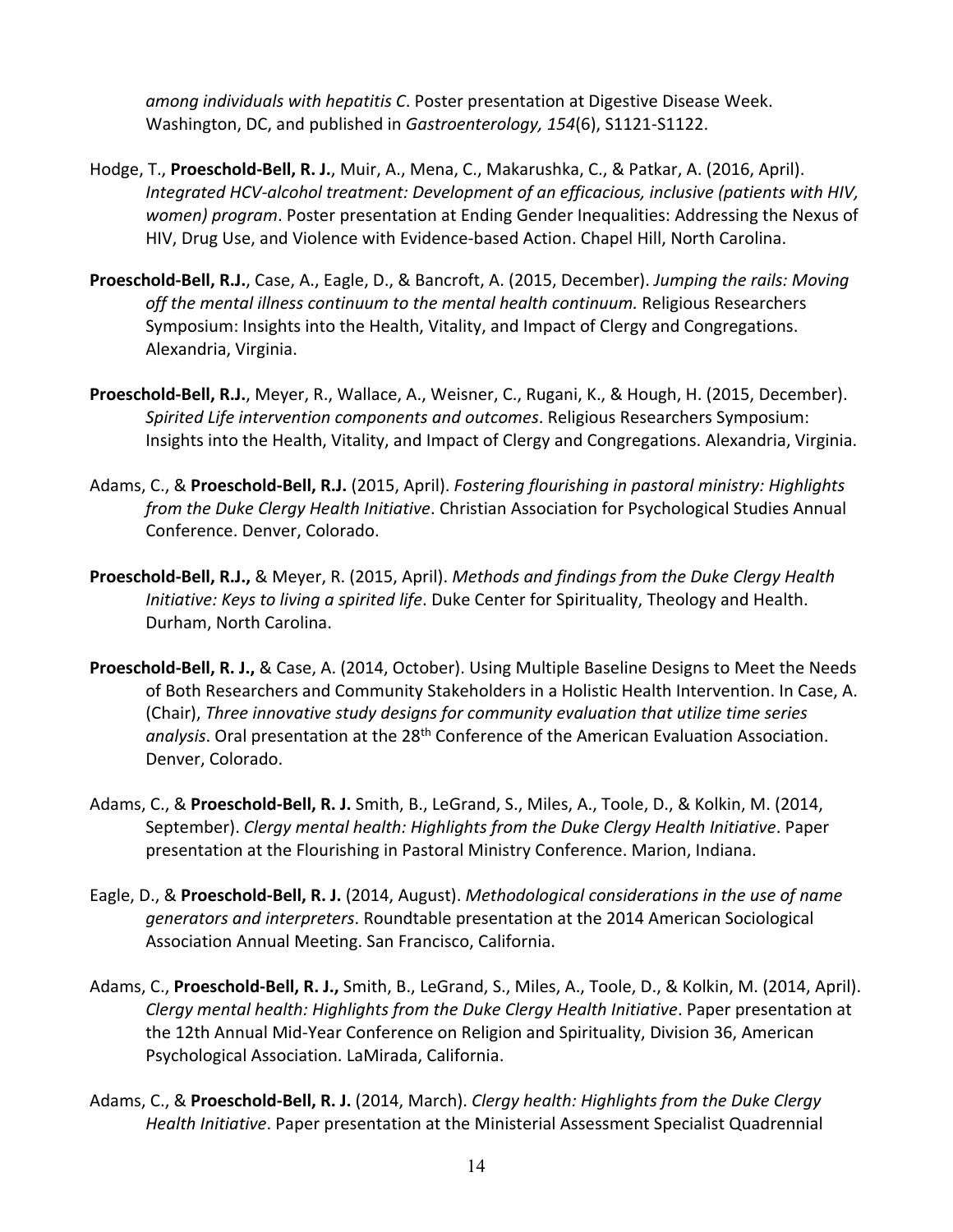*among individuals with hepatitis C*. Poster presentation at Digestive Disease Week. Washington, DC, and published in *Gastroenterology, 154*(6), S1121-S1122.

Hodge, T., **Proeschold-Bell, R. J.**, Muir, A., Mena, C., Makarushka, C., & Patkar, A. (2016, April). *Integrated HCV-alcohol treatment: Development of an efficacious, inclusive (patients with HIV, women) program*. Poster presentation at Ending Gender Inequalities: Addressing the Nexus of HIV, Drug Use, and Violence with Evidence-based Action. Chapel Hill, North Carolina.

**Proeschold-Bell, R.J.**, Case, A., Eagle, D., & Bancroft, A. (2015, December). *Jumping the rails: Moving off the mental illness continuum to the mental health continuum.* Religious Researchers Symposium: Insights into the Health, Vitality, and Impact of Clergy and Congregations. Alexandria, Virginia.

**Proeschold-Bell, R.J.**, Meyer, R., Wallace, A., Weisner, C., Rugani, K., & Hough, H. (2015, December). *Spirited Life intervention components and outcomes*. Religious Researchers Symposium: Insights into the Health, Vitality, and Impact of Clergy and Congregations. Alexandria, Virginia.

Adams, C., & **Proeschold-Bell, R.J.** (2015, April). *Fostering flourishing in pastoral ministry: Highlights from the Duke Clergy Health Initiative*. Christian Association for Psychological Studies Annual Conference. Denver, Colorado.

**Proeschold-Bell, R.J.,** & Meyer, R. (2015, April). *Methods and findings from the Duke Clergy Health Initiative: Keys to living a spirited life*. Duke Center for Spirituality, Theology and Health. Durham, North Carolina.

**Proeschold-Bell, R. J.,** & Case, A. (2014, October). Using Multiple Baseline Designs to Meet the Needs of Both Researchers and Community Stakeholders in a Holistic Health Intervention. In Case, A. (Chair), *Three innovative study designs for community evaluation that utilize time series analysis*. Oral presentation at the 28th Conference of the American Evaluation Association. Denver, Colorado.

Adams, C., & **Proeschold-Bell, R. J.** Smith, B., LeGrand, S., Miles, A., Toole, D., & Kolkin, M. (2014, September). *Clergy mental health: Highlights from the Duke Clergy Health Initiative*. Paper presentation at the Flourishing in Pastoral Ministry Conference. Marion, Indiana.

Eagle, D., & **Proeschold-Bell, R. J.** (2014, August). *Methodological considerations in the use of name generators and interpreters*. Roundtable presentation at the 2014 American Sociological Association Annual Meeting. San Francisco, California.

Adams, C., **Proeschold-Bell, R. J.,** Smith, B., LeGrand, S., Miles, A., Toole, D., & Kolkin, M. (2014, April). *Clergy mental health: Highlights from the Duke Clergy Health Initiative*. Paper presentation at the 12th Annual Mid-Year Conference on Religion and Spirituality, Division 36, American Psychological Association. LaMirada, California.

Adams, C., & **Proeschold-Bell, R. J.** (2014, March). *Clergy health: Highlights from the Duke Clergy Health Initiative*. Paper presentation at the Ministerial Assessment Specialist Quadrennial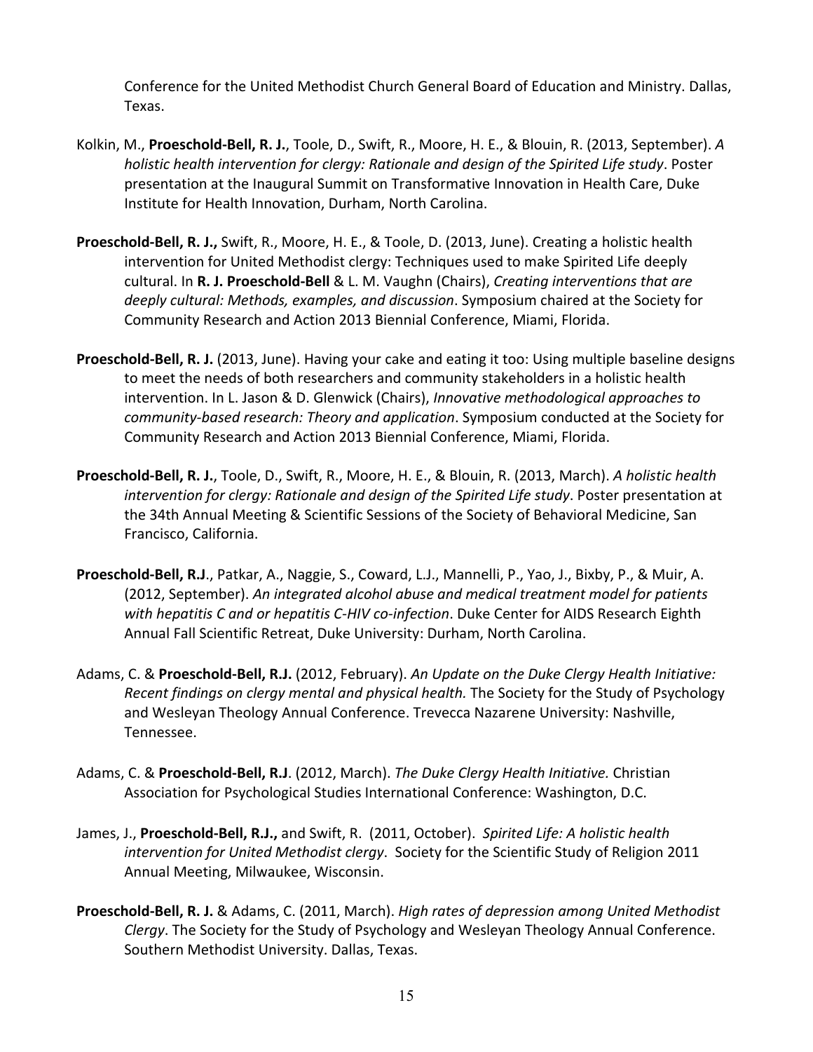Conference for the United Methodist Church General Board of Education and Ministry. Dallas, Texas.

Kolkin, M., **Proeschold-Bell, R. J.**, Toole, D., Swift, R., Moore, H. E., & Blouin, R. (2013, September). *A holistic health intervention for clergy: Rationale and design of the Spirited Life study*. Poster presentation at the Inaugural Summit on Transformative Innovation in Health Care, Duke Institute for Health Innovation, Durham, North Carolina.

**Proeschold-Bell, R. J.,** Swift, R., Moore, H. E., & Toole, D. (2013, June). Creating a holistic health intervention for United Methodist clergy: Techniques used to make Spirited Life deeply cultural. In **R. J. Proeschold-Bell** & L. M. Vaughn (Chairs), *Creating interventions that are deeply cultural: Methods, examples, and discussion*. Symposium chaired at the Society for Community Research and Action 2013 Biennial Conference, Miami, Florida.

**Proeschold-Bell, R. J.** (2013, June). Having your cake and eating it too: Using multiple baseline designs to meet the needs of both researchers and community stakeholders in a holistic health intervention. In L. Jason & D. Glenwick (Chairs), *Innovative methodological approaches to community-based research: Theory and application*. Symposium conducted at the Society for Community Research and Action 2013 Biennial Conference, Miami, Florida.

**Proeschold-Bell, R. J.**, Toole, D., Swift, R., Moore, H. E., & Blouin, R. (2013, March). *A holistic health intervention for clergy: Rationale and design of the Spirited Life study*. Poster presentation at the 34th Annual Meeting & Scientific Sessions of the Society of Behavioral Medicine, San Francisco, California.

**Proeschold-Bell, R.J**., Patkar, A., Naggie, S., Coward, L.J., Mannelli, P., Yao, J., Bixby, P., & Muir, A. (2012, September). *An integrated alcohol abuse and medical treatment model for patients with hepatitis C and or hepatitis C-HIV co-infection*. Duke Center for AIDS Research Eighth Annual Fall Scientific Retreat, Duke University: Durham, North Carolina.

Adams, C. & **Proeschold-Bell, R.J.** (2012, February). *An Update on the Duke Clergy Health Initiative: Recent findings on clergy mental and physical health.* The Society for the Study of Psychology and Wesleyan Theology Annual Conference. Trevecca Nazarene University: Nashville, Tennessee.

Adams, C. & **Proeschold-Bell, R.J**. (2012, March). *The Duke Clergy Health Initiative.* Christian Association for Psychological Studies International Conference: Washington, D.C.

James, J., **Proeschold-Bell, R.J.,** and Swift, R. (2011, October). *Spirited Life: A holistic health intervention for United Methodist clergy*. Society for the Scientific Study of Religion 2011 Annual Meeting, Milwaukee, Wisconsin.

**Proeschold-Bell, R. J.** & Adams, C. (2011, March). *High rates of depression among United Methodist Clergy*. The Society for the Study of Psychology and Wesleyan Theology Annual Conference. Southern Methodist University. Dallas, Texas.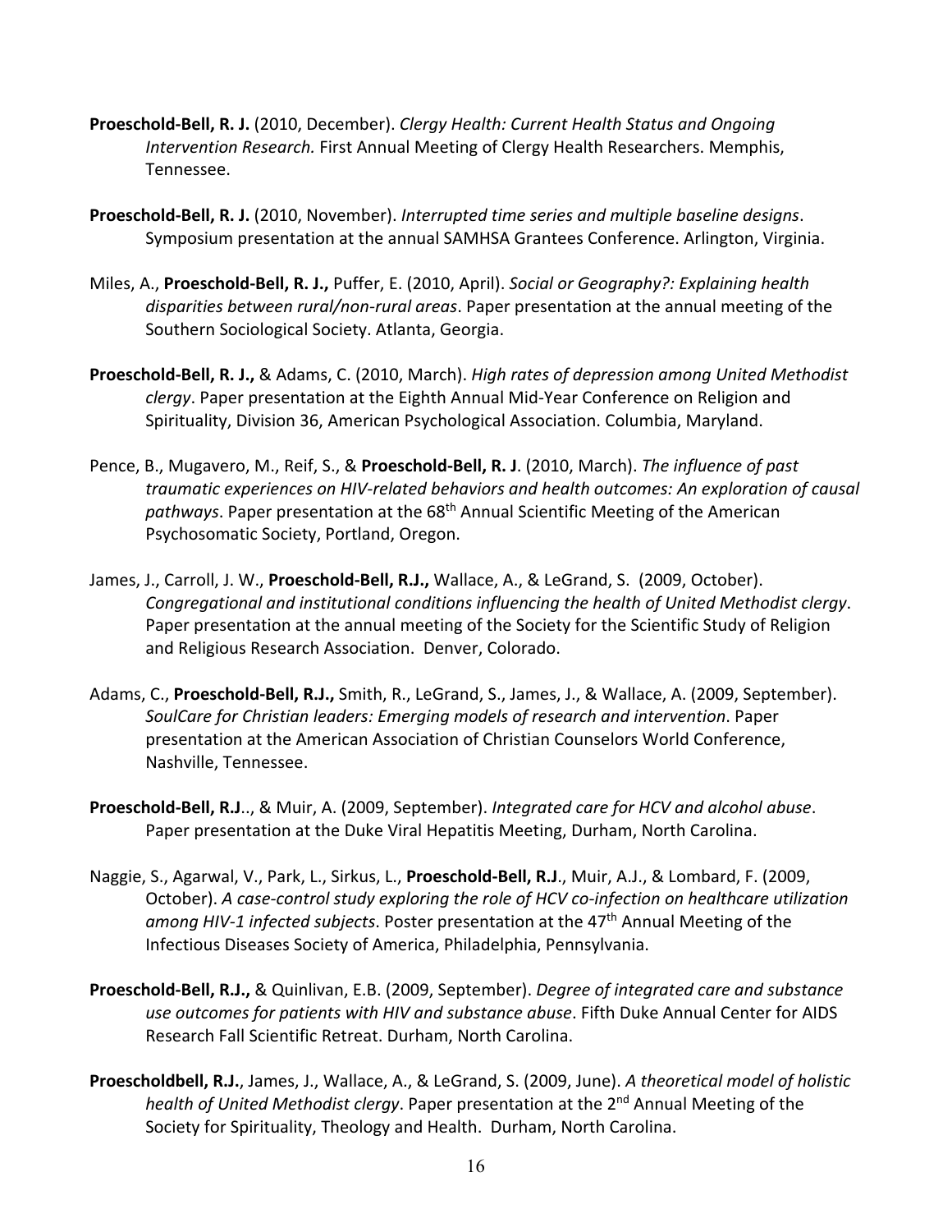**Proeschold-Bell, R. J.** (2010, December). *Clergy Health: Current Health Status and Ongoing Intervention Research.* First Annual Meeting of Clergy Health Researchers. Memphis, Tennessee.

**Proeschold-Bell, R. J.** (2010, November). *Interrupted time series and multiple baseline designs*. Symposium presentation at the annual SAMHSA Grantees Conference. Arlington, Virginia.

Miles, A., **Proeschold-Bell, R. J.,** Puffer, E. (2010, April). *Social or Geography?: Explaining health disparities between rural/non-rural areas*. Paper presentation at the annual meeting of the Southern Sociological Society. Atlanta, Georgia.

**Proeschold-Bell, R. J.,** & Adams, C. (2010, March). *High rates of depression among United Methodist clergy*. Paper presentation at the Eighth Annual Mid-Year Conference on Religion and Spirituality, Division 36, American Psychological Association. Columbia, Maryland.

Pence, B., Mugavero, M., Reif, S., & **Proeschold-Bell, R. J**. (2010, March). *The influence of past traumatic experiences on HIV-related behaviors and health outcomes: An exploration of causal pathways*. Paper presentation at the 68th Annual Scientific Meeting of the American Psychosomatic Society, Portland, Oregon.

James, J., Carroll, J. W., **Proeschold-Bell, R.J.,** Wallace, A., & LeGrand, S. (2009, October). *Congregational and institutional conditions influencing the health of United Methodist clergy*. Paper presentation at the annual meeting of the Society for the Scientific Study of Religion and Religious Research Association. Denver, Colorado.

Adams, C., **Proeschold-Bell, R.J.,** Smith, R., LeGrand, S., James, J., & Wallace, A. (2009, September). *SoulCare for Christian leaders: Emerging models of research and intervention*. Paper presentation at the American Association of Christian Counselors World Conference, Nashville, Tennessee.

**Proeschold-Bell, R.J**.., & Muir, A. (2009, September). *Integrated care for HCV and alcohol abuse*. Paper presentation at the Duke Viral Hepatitis Meeting, Durham, North Carolina.

Naggie, S., Agarwal, V., Park, L., Sirkus, L., **Proeschold-Bell, R.J**., Muir, A.J., & Lombard, F. (2009, October). *A case-control study exploring the role of HCV co-infection on healthcare utilization among HIV-1 infected subjects*. Poster presentation at the 47th Annual Meeting of the Infectious Diseases Society of America, Philadelphia, Pennsylvania.

**Proeschold-Bell, R.J.,** & Quinlivan, E.B. (2009, September). *Degree of integrated care and substance use outcomes for patients with HIV and substance abuse*. Fifth Duke Annual Center for AIDS Research Fall Scientific Retreat. Durham, North Carolina.

**Proescholdbell, R.J.**, James, J., Wallace, A., & LeGrand, S. (2009, June). *A theoretical model of holistic health of United Methodist clergy*. Paper presentation at the 2nd Annual Meeting of the Society for Spirituality, Theology and Health. Durham, North Carolina.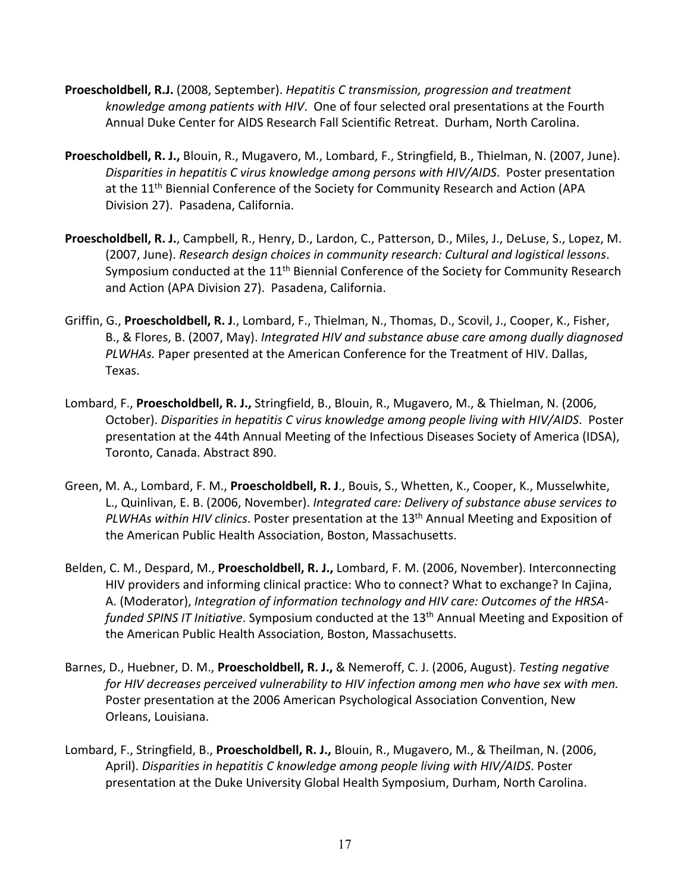**Proeschold­bell, R.J.** (2008, September). *Hepatitis C transmission, progression and treatment knowledge among patients with HIV*. One of four selected oral presentations at the Fourth Annual Duke Center for AIDS Research Fall Scientific Retreat. Durham, North Carolina.

**Proescholdbell, R. J.,** Blouin, R., Mugavero, M., Lombard, F., Stringfield, B., Thielman, N. (2007, June). *Disparities in hepatitis C virus knowledge among persons with HIV/AIDS*. Poster presentation at the 11th Biennial Conference of the Society for Community Research and Action (APA Division 27). Pasadena, California.

**Proescholdbell, R. J.**, Campbell, R., Henry, D., Lardon, C., Patterson, D., Miles, J., DeLuse, S., Lopez, M. (2007, June). *Research design choices in community research: Cultural and logistical lessons*. Symposium conducted at the 11th Biennial Conference of the Society for Community Research and Action (APA Division 27). Pasadena, California.

Griffin, G., **Proescholdbell, R. J**., Lombard, F., Thielman, N., Thomas, D., Scovil, J., Cooper, K., Fisher, B., & Flores, B. (2007, May). *Integrated HIV and substance abuse care among dually diagnosed PLWHAs.* Paper presented at the American Conference for the Treatment of HIV. Dallas, Texas.

Lombard, F., **Proescholdbell, R. J.,** Stringfield, B., Blouin, R., Mugavero, M., & Thielman, N. (2006, October). *Disparities in hepatitis C virus knowledge among people living with HIV/AIDS*. Poster presentation at the 44th Annual Meeting of the Infectious Diseases Society of America (IDSA), Toronto, Canada. Abstract 890.

Green, M. A., Lombard, F. M., **Proescholdbell, R. J**., Bouis, S., Whetten, K., Cooper, K., Musselwhite, L., Quinlivan, E. B. (2006, November). *Integrated care: Delivery of substance abuse services to PLWHAs within HIV clinics*. Poster presentation at the 13th Annual Meeting and Exposition of the American Public Health Association, Boston, Massachusetts.

Belden, C. M., Despard, M., **Proescholdbell, R. J.,** Lombard, F. M. (2006, November). Interconnecting HIV providers and informing clinical practice: Who to connect? What to exchange? In Cajina, A. (Moderator), *Integration of information technology and HIV care: Outcomes of the HRSA-funded SPINS IT Initiative*. Symposium conducted at the 13th Annual Meeting and Exposition of the American Public Health Association, Boston, Massachusetts.

Barnes, D., Huebner, D. M., **Proescholdbell, R. J.,** & Nemeroff, C. J. (2006, August). *Testing negative for HIV decreases perceived vulnerability to HIV infection among men who have sex with men.* Poster presentation at the 2006 American Psychological Association Convention, New Orleans, Louisiana.

Lombard, F., Stringfield, B., **Proescholdbell, R. J.,** Blouin, R., Mugavero, M., & Theilman, N. (2006, April). *Disparities in hepatitis C knowledge among people living with HIV/AIDS*. Poster presentation at the Duke University Global Health Symposium, Durham, North Carolina.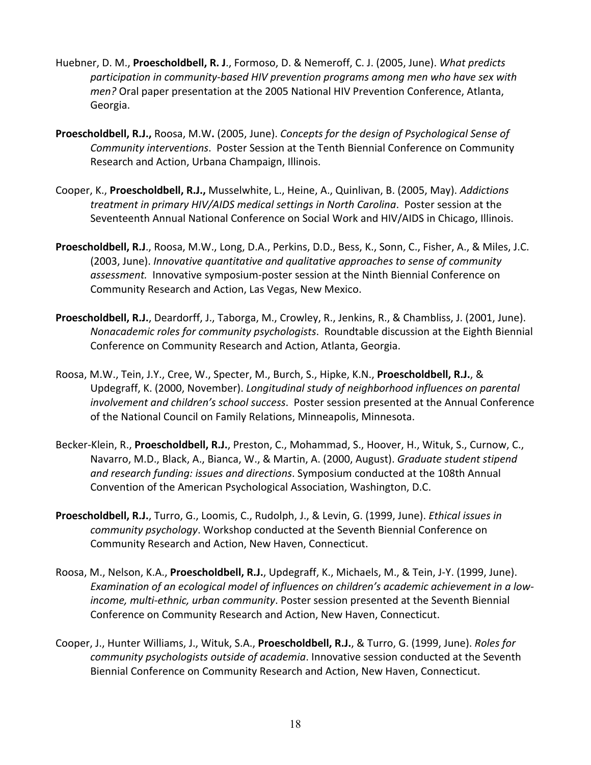Huebner, D. M., **Proescholdbell, R. J**., Formoso, D. & Nemeroff, C. J. (2005, June). *What predicts participation in community-based HIV prevention programs among men who have sex with men?* Oral paper presentation at the 2005 National HIV Prevention Conference, Atlanta, Georgia.

**Proescholdbell, R.J.,** Roosa, M.W**.** (2005, June). *Concepts for the design of Psychological Sense of Community interventions*. Poster Session at the Tenth Biennial Conference on Community Research and Action, Urbana Champaign, Illinois.

Cooper, K., **Proescholdbell, R.J.,** Musselwhite, L., Heine, A., Quinlivan, B. (2005, May). *Addictions treatment in primary HIV/AIDS medical settings in North Carolina*. Poster session at the Seventeenth Annual National Conference on Social Work and HIV/AIDS in Chicago, Illinois.

**Proescholdbell, R.J**., Roosa, M.W., Long, D.A., Perkins, D.D., Bess, K., Sonn, C., Fisher, A., & Miles, J.C. (2003, June). *Innovative quantitative and qualitative approaches to sense of community assessment.* Innovative symposium-poster session at the Ninth Biennial Conference on Community Research and Action, Las Vegas, New Mexico.

**Proescholdbell, R.J.**, Deardorff, J., Taborga, M., Crowley, R., Jenkins, R., & Chambliss, J. (2001, June). *Nonacademic roles for community psychologists*. Roundtable discussion at the Eighth Biennial Conference on Community Research and Action, Atlanta, Georgia.

Roosa, M.W., Tein, J.Y., Cree, W., Specter, M., Burch, S., Hipke, K.N., **Proescholdbell, R.J.**, & Updegraff, K. (2000, November). *Longitudinal study of neighborhood influences on parental involvement and children's school success*. Poster session presented at the Annual Conference of the National Council on Family Relations, Minneapolis, Minnesota.

Becker-Klein, R., **Proescholdbell, R.J.**, Preston, C., Mohammad, S., Hoover, H., Wituk, S., Curnow, C., Navarro, M.D., Black, A., Bianca, W., & Martin, A. (2000, August). *Graduate student stipend and research funding: issues and directions*. Symposium conducted at the 108th Annual Convention of the American Psychological Association, Washington, D.C.

**Proescholdbell, R.J.**, Turro, G., Loomis, C., Rudolph, J., & Levin, G. (1999, June). *Ethical issues in community psychology*. Workshop conducted at the Seventh Biennial Conference on Community Research and Action, New Haven, Connecticut.

Roosa, M., Nelson, K.A., **Proescholdbell, R.J.**, Updegraff, K., Michaels, M., & Tein, J-Y. (1999, June). *Examination of an ecological model of influences on children's academic achievement in a low-income, multi-ethnic, urban community*. Poster session presented at the Seventh Biennial Conference on Community Research and Action, New Haven, Connecticut.

Cooper, J., Hunter Williams, J., Wituk, S.A., **Proescholdbell, R.J.**, & Turro, G. (1999, June). *Roles for community psychologists outside of academia*. Innovative session conducted at the Seventh Biennial Conference on Community Research and Action, New Haven, Connecticut.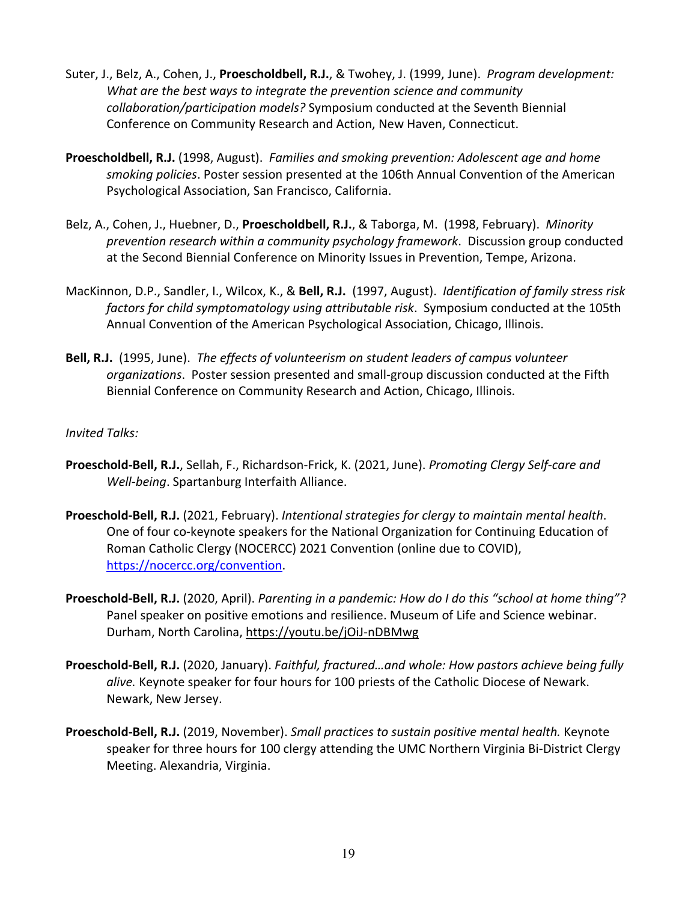Suter, J., Belz, A., Cohen, J., **Proescholdbell, R.J.**, & Twohey, J. (1999, June). *Program development: What are the best ways to integrate the prevention science and community collaboration/participation models?* Symposium conducted at the Seventh Biennial Conference on Community Research and Action, New Haven, Connecticut.

**Proescholdbell, R.J.** (1998, August). *Families and smoking prevention: Adolescent age and home smoking policies*. Poster session presented at the 106th Annual Convention of the American Psychological Association, San Francisco, California.

Belz, A., Cohen, J., Huebner, D., **Proescholdbell, R.J.**, & Taborga, M. (1998, February). *Minority prevention research within a community psychology framework*. Discussion group conducted at the Second Biennial Conference on Minority Issues in Prevention, Tempe, Arizona.

MacKinnon, D.P., Sandler, I., Wilcox, K., & **Bell, R.J.** (1997, August). *Identification of family stress risk factors for child symptomatology using attributable risk*. Symposium conducted at the 105th Annual Convention of the American Psychological Association, Chicago, Illinois.

**Bell, R.J.** (1995, June). *The effects of volunteerism on student leaders of campus volunteer organizations*. Poster session presented and small-group discussion conducted at the Fifth Biennial Conference on Community Research and Action, Chicago, Illinois.

*Invited Talks:*

**Proeschold-Bell, R.J.**, Sellah, F., Richardson-Frick, K. (2021, June). *Promoting Clergy Self-care and Well-being*. Spartanburg Interfaith Alliance.

**Proeschold-Bell, R.J.** (2021, February). *Intentional strategies for clergy to maintain mental health*. One of four co-keynote speakers for the National Organization for Continuing Education of Roman Catholic Clergy (NOCERCC) 2021 Convention (online due to COVID), https://nocercc.org/convention.

**Proeschold-Bell, R.J.** (2020, April). *Parenting in a pandemic: How do I do this "school at home thing"?* Panel speaker on positive emotions and resilience. Museum of Life and Science webinar. Durham, North Carolina, https://youtu.be/jOiJ-nDBMwg

**Proeschold-Bell, R.J.** (2020, January). *Faithful, fractured…and whole: How pastors achieve being fully alive.* Keynote speaker for four hours for 100 priests of the Catholic Diocese of Newark. Newark, New Jersey.

**Proeschold-Bell, R.J.** (2019, November). *Small practices to sustain positive mental health.* Keynote speaker for three hours for 100 clergy attending the UMC Northern Virginia Bi-District Clergy Meeting. Alexandria, Virginia.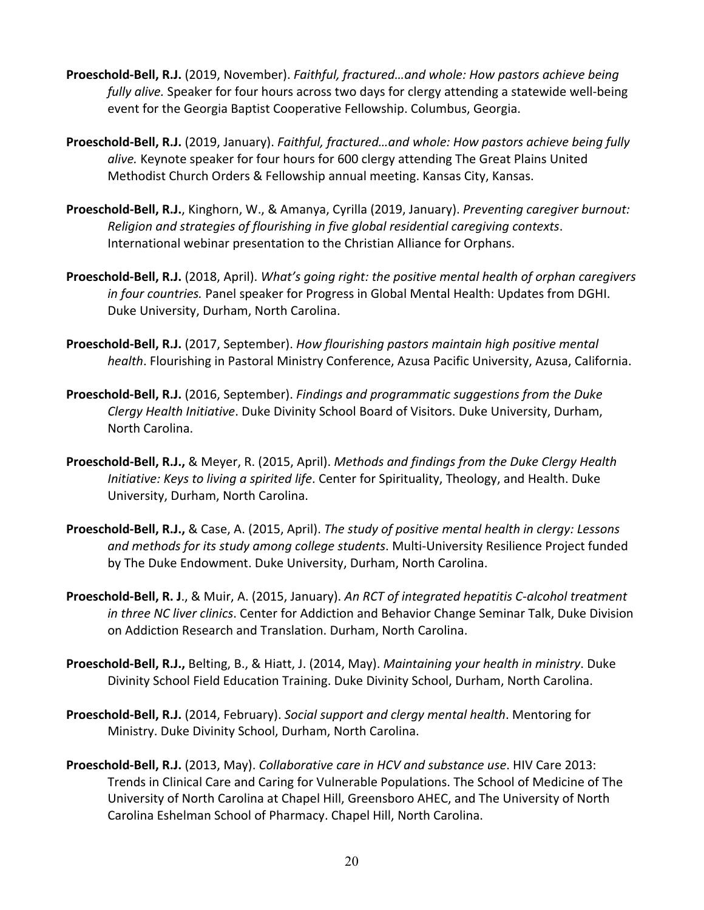**Proeschold-Bell, R.J.** (2019, November). *Faithful, fractured…and whole: How pastors achieve being fully alive.* Speaker for four hours across two days for clergy attending a statewide well-being event for the Georgia Baptist Cooperative Fellowship. Columbus, Georgia.

**Proeschold-Bell, R.J.** (2019, January). *Faithful, fractured…and whole: How pastors achieve being fully alive.* Keynote speaker for four hours for 600 clergy attending The Great Plains United Methodist Church Orders & Fellowship annual meeting. Kansas City, Kansas.

**Proeschold-Bell, R.J.**, Kinghorn, W., & Amanya, Cyrilla (2019, January). *Preventing caregiver burnout: Religion and strategies of flourishing in five global residential caregiving contexts*. International webinar presentation to the Christian Alliance for Orphans.

**Proeschold-Bell, R.J.** (2018, April). *What's going right: the positive mental health of orphan caregivers in four countries.* Panel speaker for Progress in Global Mental Health: Updates from DGHI. Duke University, Durham, North Carolina.

**Proeschold-Bell, R.J.** (2017, September). *How flourishing pastors maintain high positive mental health*. Flourishing in Pastoral Ministry Conference, Azusa Pacific University, Azusa, California.

**Proeschold-Bell, R.J.** (2016, September). *Findings and programmatic suggestions from the Duke Clergy Health Initiative*. Duke Divinity School Board of Visitors. Duke University, Durham, North Carolina.

**Proeschold-Bell, R.J.,** & Meyer, R. (2015, April). *Methods and findings from the Duke Clergy Health Initiative: Keys to living a spirited life*. Center for Spirituality, Theology, and Health. Duke University, Durham, North Carolina.

**Proeschold-Bell, R.J.,** & Case, A. (2015, April). *The study of positive mental health in clergy: Lessons and methods for its study among college students*. Multi-University Resilience Project funded by The Duke Endowment. Duke University, Durham, North Carolina.

**Proeschold-Bell, R. J**., & Muir, A. (2015, January). *An RCT of integrated hepatitis C-alcohol treatment in three NC liver clinics*. Center for Addiction and Behavior Change Seminar Talk, Duke Division on Addiction Research and Translation. Durham, North Carolina.

**Proeschold-Bell, R.J.,** Belting, B., & Hiatt, J. (2014, May). *Maintaining your health in ministry*. Duke Divinity School Field Education Training. Duke Divinity School, Durham, North Carolina.

**Proeschold-Bell, R.J.** (2014, February). *Social support and clergy mental health*. Mentoring for Ministry. Duke Divinity School, Durham, North Carolina.

**Proeschold-Bell, R.J.** (2013, May). *Collaborative care in HCV and substance use*. HIV Care 2013: Trends in Clinical Care and Caring for Vulnerable Populations. The School of Medicine of The University of North Carolina at Chapel Hill, Greensboro AHEC, and The University of North Carolina Eshelman School of Pharmacy. Chapel Hill, North Carolina.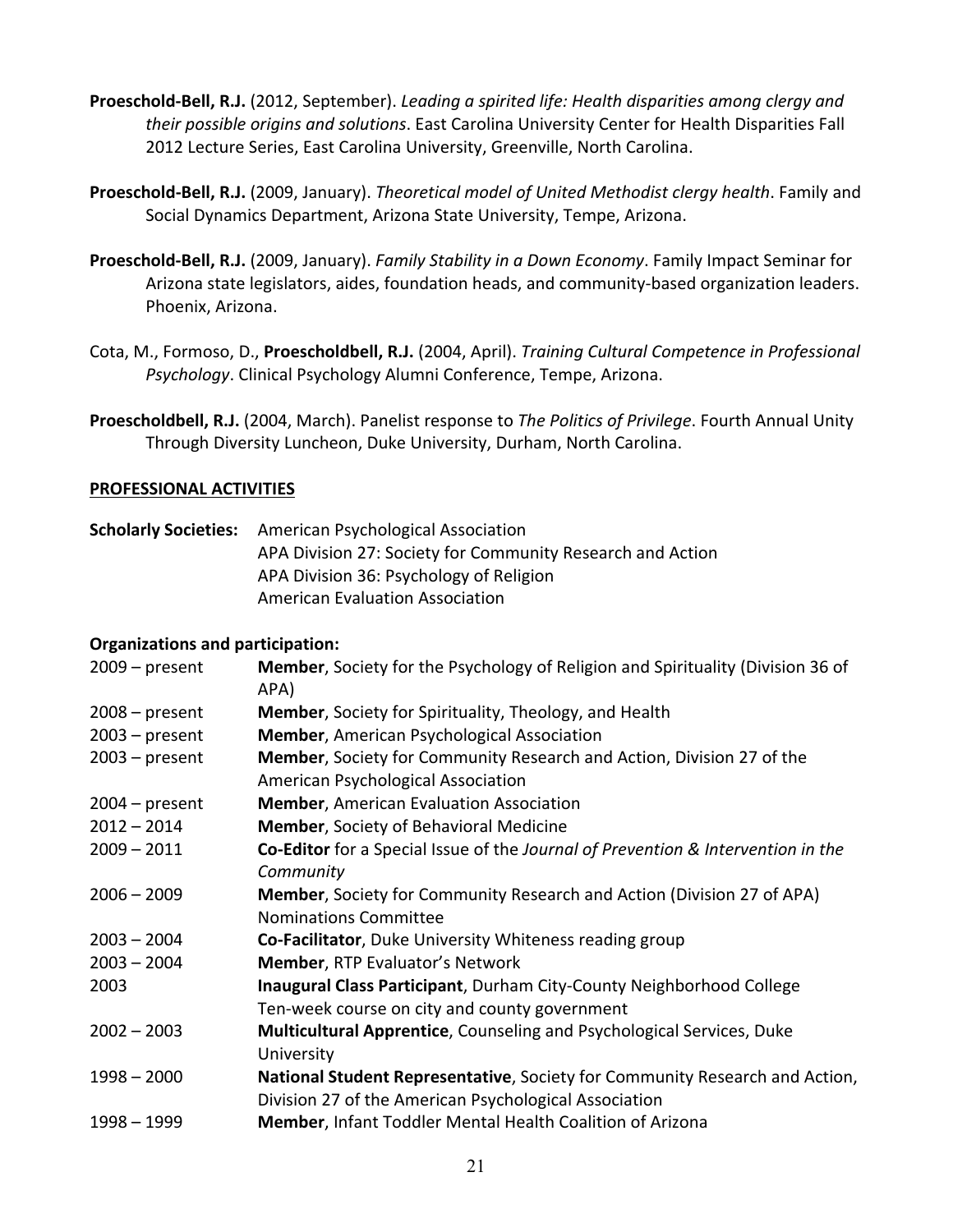**Proeschold-Bell, R.J.** (2012, September). *Leading a spirited life: Health disparities among clergy and their possible origins and solutions*. East Carolina University Center for Health Disparities Fall 2012 Lecture Series, East Carolina University, Greenville, North Carolina.

**Proeschold-Bell, R.J.** (2009, January). *Theoretical model of United Methodist clergy health*. Family and Social Dynamics Department, Arizona State University, Tempe, Arizona.

**Proeschold-Bell, R.J.** (2009, January). *Family Stability in a Down Economy*. Family Impact Seminar for Arizona state legislators, aides, foundation heads, and community-based organization leaders. Phoenix, Arizona.

Cota, M., Formoso, D., **Proescholdbell, R.J.** (2004, April). *Training Cultural Competence in Professional Psychology*. Clinical Psychology Alumni Conference, Tempe, Arizona.

**Proescholdbell, R.J.** (2004, March). Panelist response to *The Politics of Privilege*. Fourth Annual Unity Through Diversity Luncheon, Duke University, Durham, North Carolina.

## PROFESSIONAL ACTIVITIES

**Scholarly Societies:**
American Psychological Association
APA Division 27: Society for Community Research and Action
APA Division 36: Psychology of Religion
American Evaluation Association

**Organizations and participation:**

| | |
|---|---|
| 2009 – present | **Member**, Society for the Psychology of Religion and Spirituality (Division 36 of APA) |
| 2008 – present | **Member**, Society for Spirituality, Theology, and Health |
| 2003 – present | **Member**, American Psychological Association |
| 2003 – present | **Member**, Society for Community Research and Action, Division 27 of the American Psychological Association |
| 2004 – present | **Member**, American Evaluation Association |
| 2012 – 2014 | **Member**, Society of Behavioral Medicine |
| 2009 – 2011 | **Co-Editor** for a Special Issue of the *Journal of Prevention & Intervention in the Community* |
| 2006 – 2009 | **Member**, Society for Community Research and Action (Division 27 of APA) Nominations Committee |
| 2003 – 2004 | **Co-Facilitator**, Duke University Whiteness reading group |
| 2003 – 2004 | **Member**, RTP Evaluator's Network |
| 2003 | **Inaugural Class Participant**, Durham City-County Neighborhood College Ten-week course on city and county government |
| 2002 – 2003 | **Multicultural Apprentice**, Counseling and Psychological Services, Duke University |
| 1998 – 2000 | **National Student Representative**, Society for Community Research and Action, Division 27 of the American Psychological Association |
| 1998 – 1999 | **Member**, Infant Toddler Mental Health Coalition of Arizona |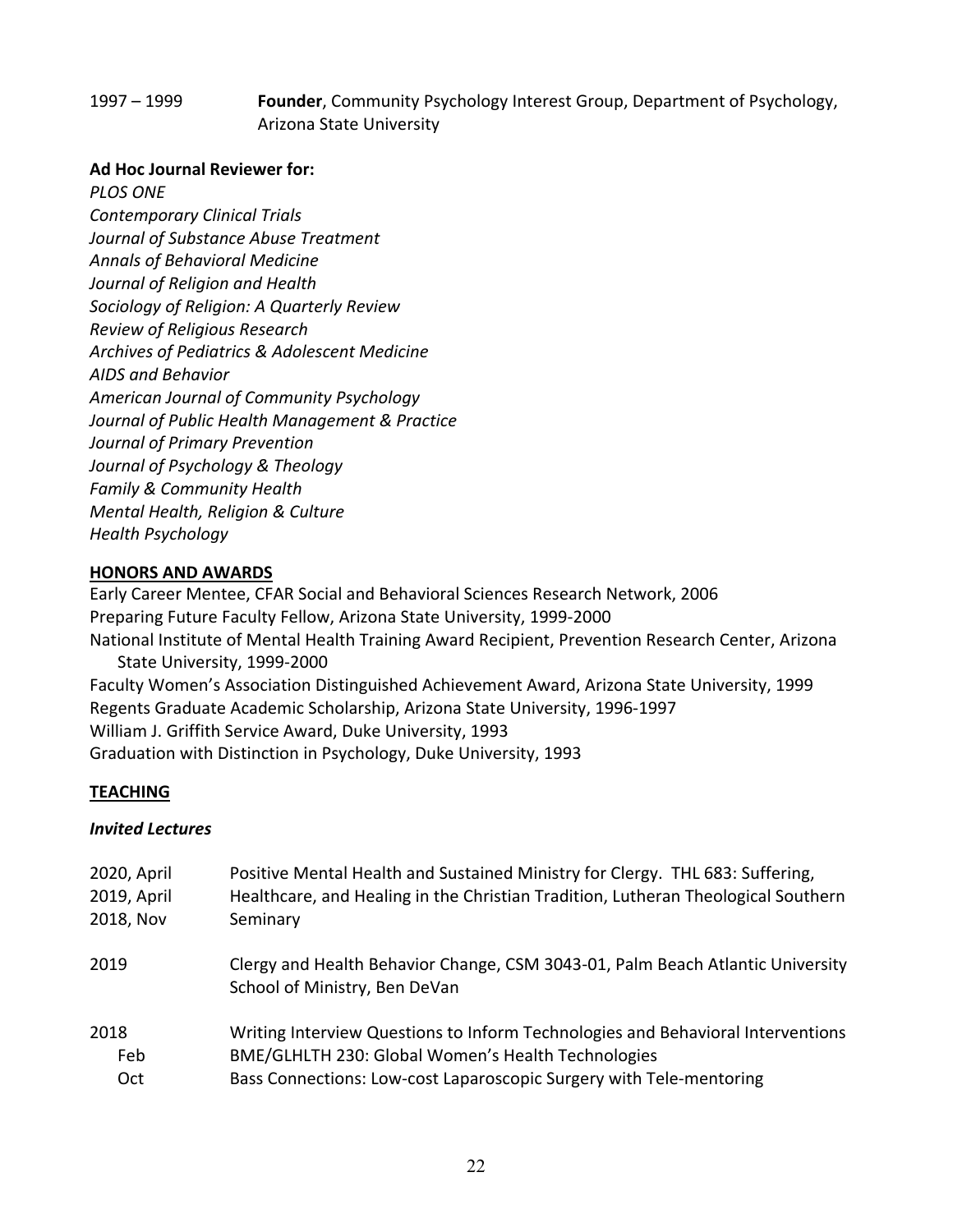1997 – 1999 **Founder**, Community Psychology Interest Group, Department of Psychology, Arizona State University

**Ad Hoc Journal Reviewer for:**

*PLOS ONE*
*Contemporary Clinical Trials*
*Journal of Substance Abuse Treatment*
*Annals of Behavioral Medicine*
*Journal of Religion and Health*
*Sociology of Religion: A Quarterly Review*
*Review of Religious Research*
*Archives of Pediatrics & Adolescent Medicine*
*AIDS and Behavior*
*American Journal of Community Psychology*
*Journal of Public Health Management & Practice*
*Journal of Primary Prevention*
*Journal of Psychology & Theology*
*Family & Community Health*
*Mental Health, Religion & Culture*
*Health Psychology*

## HONORS AND AWARDS

Early Career Mentee, CFAR Social and Behavioral Sciences Research Network, 2006
Preparing Future Faculty Fellow, Arizona State University, 1999-2000
National Institute of Mental Health Training Award Recipient, Prevention Research Center, Arizona State University, 1999-2000
Faculty Women's Association Distinguished Achievement Award, Arizona State University, 1999
Regents Graduate Academic Scholarship, Arizona State University, 1996-1997
William J. Griffith Service Award, Duke University, 1993
Graduation with Distinction in Psychology, Duke University, 1993

## TEACHING

### *Invited Lectures*

2020, April
2019, April
2018, Nov
Positive Mental Health and Sustained Ministry for Clergy. THL 683: Suffering, Healthcare, and Healing in the Christian Tradition, Lutheran Theological Southern Seminary

2019 Clergy and Health Behavior Change, CSM 3043-01, Palm Beach Atlantic University School of Ministry, Ben DeVan

2018 Writing Interview Questions to Inform Technologies and Behavioral Interventions
Feb BME/GLHLTH 230: Global Women's Health Technologies
Oct Bass Connections: Low-cost Laparoscopic Surgery with Tele-mentoring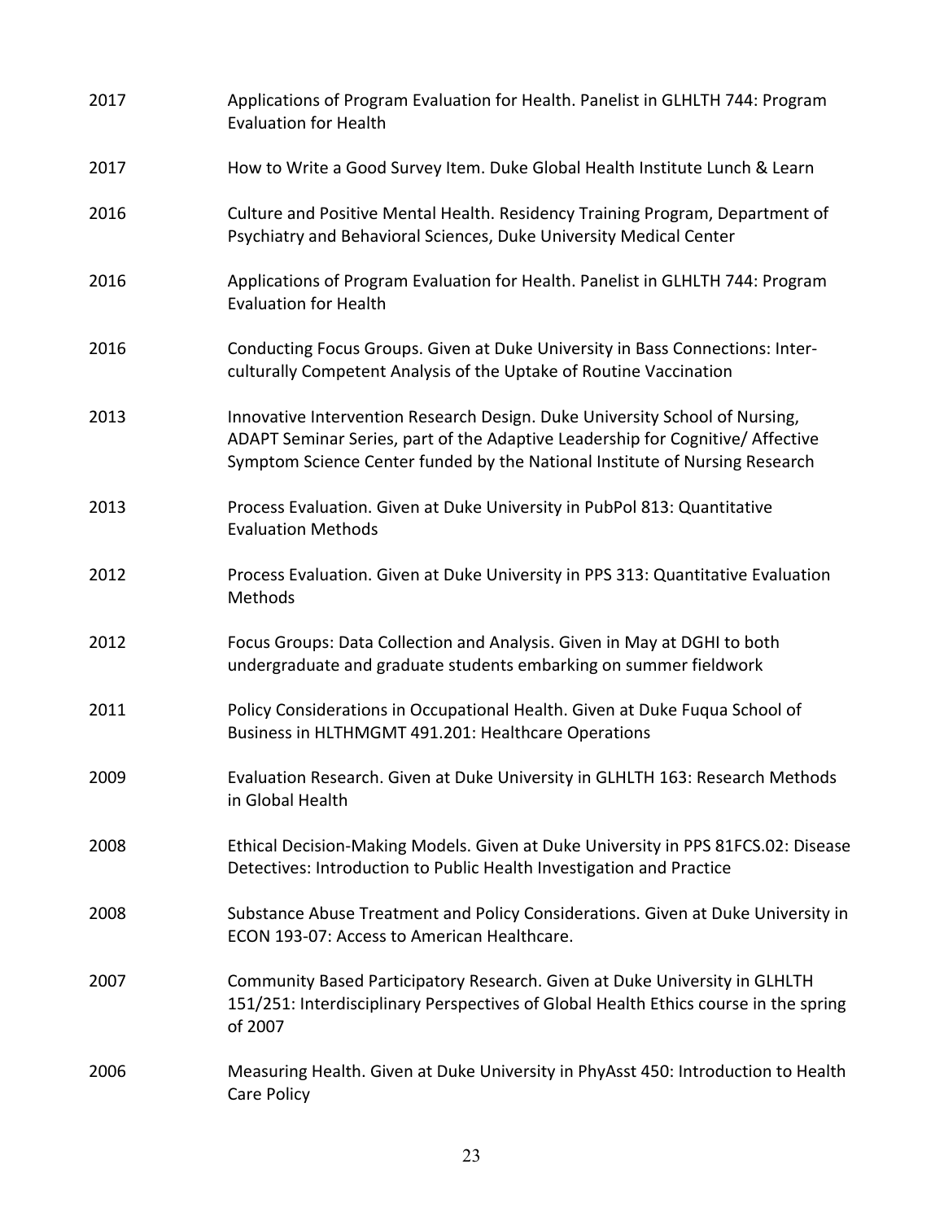| | |
|---|---|
| 2017 | Applications of Program Evaluation for Health. Panelist in GLHLTH 744: Program Evaluation for Health |
| 2017 | How to Write a Good Survey Item. Duke Global Health Institute Lunch & Learn |
| 2016 | Culture and Positive Mental Health. Residency Training Program, Department of Psychiatry and Behavioral Sciences, Duke University Medical Center |
| 2016 | Applications of Program Evaluation for Health. Panelist in GLHLTH 744: Program Evaluation for Health |
| 2016 | Conducting Focus Groups. Given at Duke University in Bass Connections: Inter-culturally Competent Analysis of the Uptake of Routine Vaccination |
| 2013 | Innovative Intervention Research Design. Duke University School of Nursing, ADAPT Seminar Series, part of the Adaptive Leadership for Cognitive/ Affective Symptom Science Center funded by the National Institute of Nursing Research |
| 2013 | Process Evaluation. Given at Duke University in PubPol 813: Quantitative Evaluation Methods |
| 2012 | Process Evaluation. Given at Duke University in PPS 313: Quantitative Evaluation Methods |
| 2012 | Focus Groups: Data Collection and Analysis. Given in May at DGHI to both undergraduate and graduate students embarking on summer fieldwork |
| 2011 | Policy Considerations in Occupational Health. Given at Duke Fuqua School of Business in HLTHMGMT 491.201: Healthcare Operations |
| 2009 | Evaluation Research. Given at Duke University in GLHLTH 163: Research Methods in Global Health |
| 2008 | Ethical Decision-Making Models. Given at Duke University in PPS 81FCS.02: Disease Detectives: Introduction to Public Health Investigation and Practice |
| 2008 | Substance Abuse Treatment and Policy Considerations. Given at Duke University in ECON 193-07: Access to American Healthcare. |
| 2007 | Community Based Participatory Research. Given at Duke University in GLHLTH 151/251: Interdisciplinary Perspectives of Global Health Ethics course in the spring of 2007 |
| 2006 | Measuring Health. Given at Duke University in PhyAsst 450: Introduction to Health Care Policy |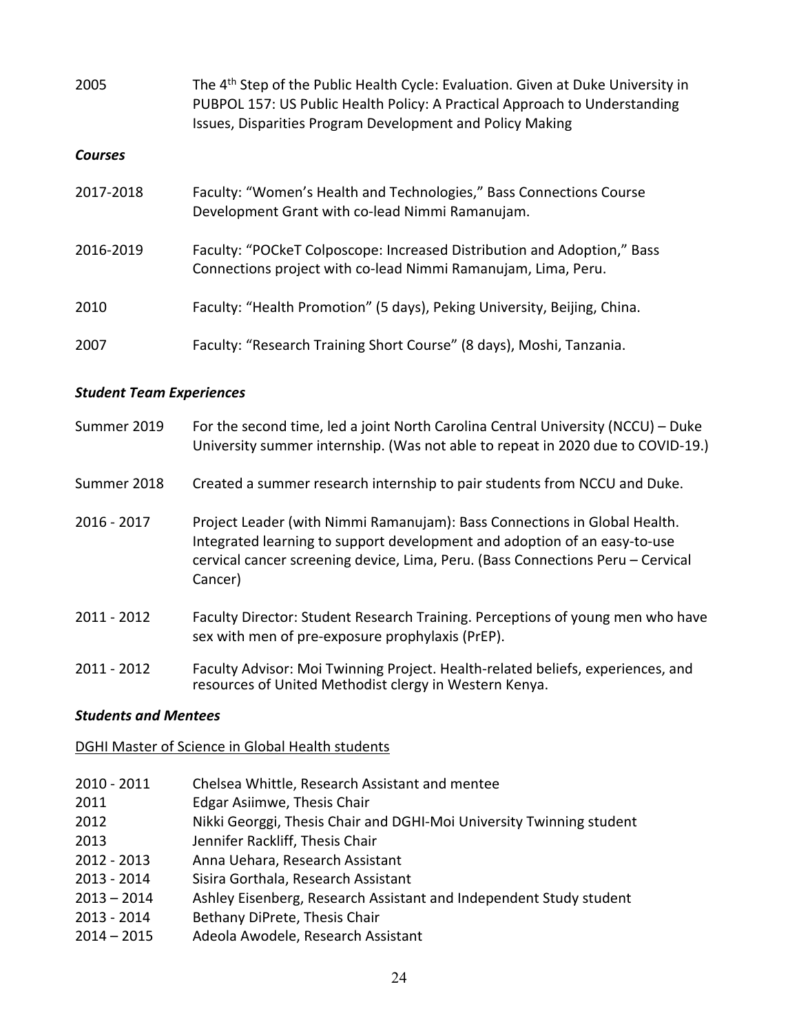2005 The 4th Step of the Public Health Cycle: Evaluation. Given at Duke University in PUBPOL 157: US Public Health Policy: A Practical Approach to Understanding Issues, Disparities Program Development and Policy Making

### *Courses*

2017-2018 Faculty: "Women's Health and Technologies," Bass Connections Course Development Grant with co-lead Nimmi Ramanujam.

2016-2019 Faculty: "POCkeT Colposcope: Increased Distribution and Adoption," Bass Connections project with co-lead Nimmi Ramanujam, Lima, Peru.

2010 Faculty: "Health Promotion" (5 days), Peking University, Beijing, China.

2007 Faculty: "Research Training Short Course" (8 days), Moshi, Tanzania.

### *Student Team Experiences*

Summer 2019 For the second time, led a joint North Carolina Central University (NCCU) – Duke University summer internship. (Was not able to repeat in 2020 due to COVID-19.)

Summer 2018 Created a summer research internship to pair students from NCCU and Duke.

2016 - 2017 Project Leader (with Nimmi Ramanujam): Bass Connections in Global Health. Integrated learning to support development and adoption of an easy-to-use cervical cancer screening device, Lima, Peru. (Bass Connections Peru – Cervical Cancer)

2011 - 2012 Faculty Director: Student Research Training. Perceptions of young men who have sex with men of pre-exposure prophylaxis (PrEP).

2011 - 2012 Faculty Advisor: Moi Twinning Project. Health-related beliefs, experiences, and resources of United Methodist clergy in Western Kenya.

### *Students and Mentees*

<u>DGHI Master of Science in Global Health students</u>

2010 - 2011 Chelsea Whittle, Research Assistant and mentee
2011 Edgar Asiimwe, Thesis Chair
2012 Nikki Georggi, Thesis Chair and DGHI-Moi University Twinning student
2013 Jennifer Rackliff, Thesis Chair
2012 - 2013 Anna Uehara, Research Assistant
2013 - 2014 Sisira Gorthala, Research Assistant
2013 – 2014 Ashley Eisenberg, Research Assistant and Independent Study student
2013 - 2014 Bethany DiPrete, Thesis Chair
2014 – 2015 Adeola Awodele, Research Assistant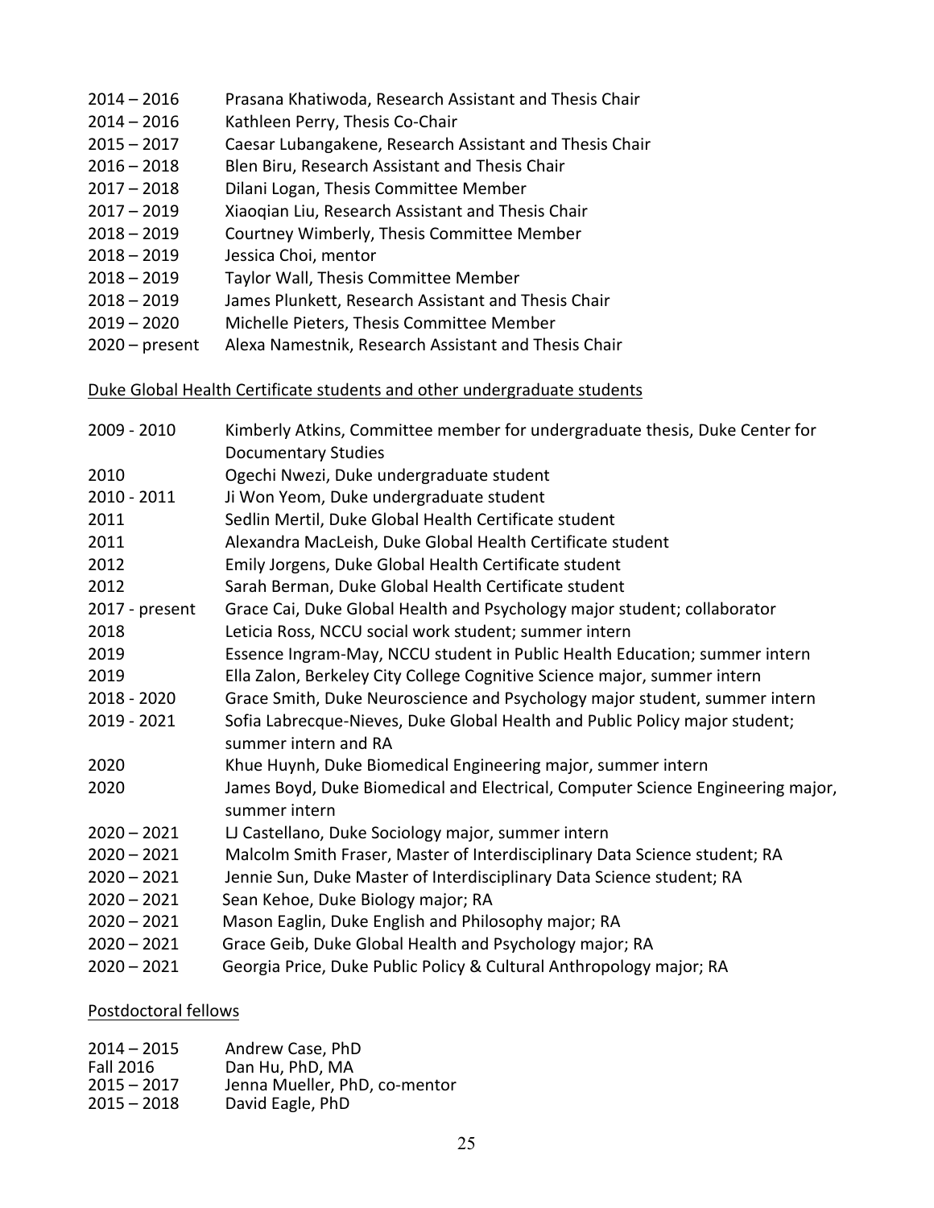2014 – 2016 Prasana Khatiwoda, Research Assistant and Thesis Chair
2014 – 2016 Kathleen Perry, Thesis Co-Chair
2015 – 2017 Caesar Lubangakene, Research Assistant and Thesis Chair
2016 – 2018 Blen Biru, Research Assistant and Thesis Chair
2017 – 2018 Dilani Logan, Thesis Committee Member
2017 – 2019 Xiaoqian Liu, Research Assistant and Thesis Chair
2018 – 2019 Courtney Wimberly, Thesis Committee Member
2018 – 2019 Jessica Choi, mentor
2018 – 2019 Taylor Wall, Thesis Committee Member
2018 – 2019 James Plunkett, Research Assistant and Thesis Chair
2019 – 2020 Michelle Pieters, Thesis Committee Member
2020 – present Alexa Namestnik, Research Assistant and Thesis Chair

<u>Duke Global Health Certificate students and other undergraduate students</u>

2009 - 2010 Kimberly Atkins, Committee member for undergraduate thesis, Duke Center for Documentary Studies
2010 Ogechi Nwezi, Duke undergraduate student
2010 - 2011 Ji Won Yeom, Duke undergraduate student
2011 Sedlin Mertil, Duke Global Health Certificate student
2011 Alexandra MacLeish, Duke Global Health Certificate student
2012 Emily Jorgens, Duke Global Health Certificate student
2012 Sarah Berman, Duke Global Health Certificate student
2017 - present Grace Cai, Duke Global Health and Psychology major student; collaborator
2018 Leticia Ross, NCCU social work student; summer intern
2019 Essence Ingram-May, NCCU student in Public Health Education; summer intern
2019 Ella Zalon, Berkeley City College Cognitive Science major, summer intern
2018 - 2020 Grace Smith, Duke Neuroscience and Psychology major student, summer intern
2019 - 2021 Sofia Labrecque-Nieves, Duke Global Health and Public Policy major student; summer intern and RA
2020 Khue Huynh, Duke Biomedical Engineering major, summer intern
2020 James Boyd, Duke Biomedical and Electrical, Computer Science Engineering major, summer intern
2020 – 2021 LJ Castellano, Duke Sociology major, summer intern
2020 – 2021 Malcolm Smith Fraser, Master of Interdisciplinary Data Science student; RA
2020 – 2021 Jennie Sun, Duke Master of Interdisciplinary Data Science student; RA
2020 – 2021 Sean Kehoe, Duke Biology major; RA
2020 – 2021 Mason Eaglin, Duke English and Philosophy major; RA
2020 – 2021 Grace Geib, Duke Global Health and Psychology major; RA
2020 – 2021 Georgia Price, Duke Public Policy & Cultural Anthropology major; RA

<u>Postdoctoral fellows</u>

2014 – 2015 Andrew Case, PhD
Fall 2016 Dan Hu, PhD, MA
2015 – 2017 Jenna Mueller, PhD, co-mentor
2015 – 2018 David Eagle, PhD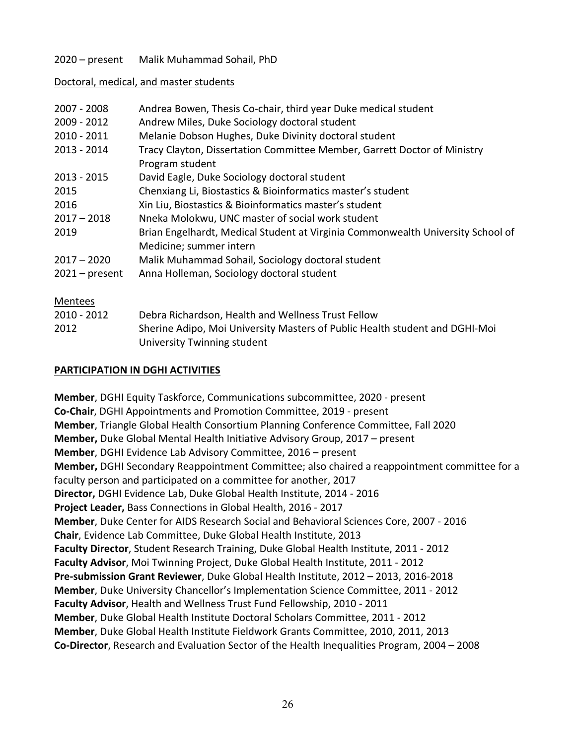2020 – present Malik Muhammad Sohail, PhD

Doctoral, medical, and master students

| | |
|---|---|
| 2007 - 2008 | Andrea Bowen, Thesis Co-chair, third year Duke medical student |
| 2009 - 2012 | Andrew Miles, Duke Sociology doctoral student |
| 2010 - 2011 | Melanie Dobson Hughes, Duke Divinity doctoral student |
| 2013 - 2014 | Tracy Clayton, Dissertation Committee Member, Garrett Doctor of Ministry Program student |
| 2013 - 2015 | David Eagle, Duke Sociology doctoral student |
| 2015 | Chenxiang Li, Biostastics & Bioinformatics master's student |
| 2016 | Xin Liu, Biostastics & Bioinformatics master's student |
| 2017 – 2018 | Nneka Molokwu, UNC master of social work student |
| 2019 | Brian Engelhardt, Medical Student at Virginia Commonwealth University School of Medicine; summer intern |
| 2017 – 2020 | Malik Muhammad Sohail, Sociology doctoral student |
| 2021 – present | Anna Holleman, Sociology doctoral student |

Mentees

| | |
|---|---|
| 2010 - 2012 | Debra Richardson, Health and Wellness Trust Fellow |
| 2012 | Sherine Adipo, Moi University Masters of Public Health student and DGHI-Moi University Twinning student |

## PARTICIPATION IN DGHI ACTIVITIES

**Member**, DGHI Equity Taskforce, Communications subcommittee, 2020 - present
**Co-Chair**, DGHI Appointments and Promotion Committee, 2019 - present
**Member**, Triangle Global Health Consortium Planning Conference Committee, Fall 2020
**Member,** Duke Global Mental Health Initiative Advisory Group, 2017 – present
**Member**, DGHI Evidence Lab Advisory Committee, 2016 – present
**Member,** DGHI Secondary Reappointment Committee; also chaired a reappointment committee for a faculty person and participated on a committee for another, 2017
**Director,** DGHI Evidence Lab, Duke Global Health Institute, 2014 - 2016
**Project Leader,** Bass Connections in Global Health, 2016 - 2017
**Member**, Duke Center for AIDS Research Social and Behavioral Sciences Core, 2007 - 2016
**Chair**, Evidence Lab Committee, Duke Global Health Institute, 2013
**Faculty Director**, Student Research Training, Duke Global Health Institute, 2011 - 2012
**Faculty Advisor**, Moi Twinning Project, Duke Global Health Institute, 2011 - 2012
**Pre-submission Grant Reviewer**, Duke Global Health Institute, 2012 – 2013, 2016-2018
**Member**, Duke University Chancellor's Implementation Science Committee, 2011 - 2012
**Faculty Advisor**, Health and Wellness Trust Fund Fellowship, 2010 - 2011
**Member**, Duke Global Health Institute Doctoral Scholars Committee, 2011 - 2012
**Member**, Duke Global Health Institute Fieldwork Grants Committee, 2010, 2011, 2013
**Co-Director**, Research and Evaluation Sector of the Health Inequalities Program, 2004 – 2008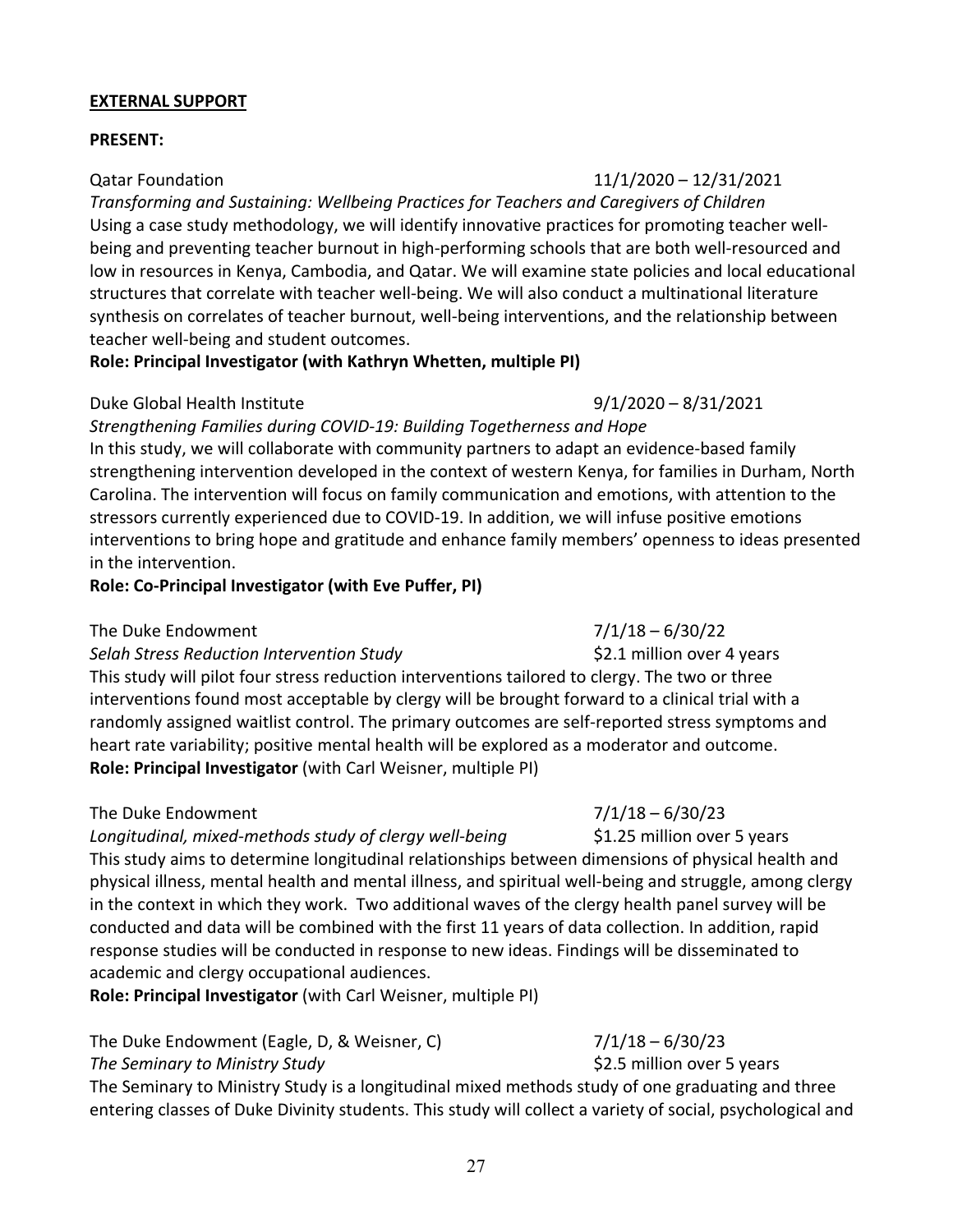**EXTERNAL SUPPORT**

**PRESENT:**

Qatar Foundation 11/1/2020 – 12/31/2021

*Transforming and Sustaining: Wellbeing Practices for Teachers and Caregivers of Children*

Using a case study methodology, we will identify innovative practices for promoting teacher well-being and preventing teacher burnout in high-performing schools that are both well-resourced and low in resources in Kenya, Cambodia, and Qatar. We will examine state policies and local educational structures that correlate with teacher well-being. We will also conduct a multinational literature synthesis on correlates of teacher burnout, well-being interventions, and the relationship between teacher well-being and student outcomes.

**Role: Principal Investigator (with Kathryn Whetten, multiple PI)**

Duke Global Health Institute 9/1/2020 – 8/31/2021

*Strengthening Families during COVID-19: Building Togetherness and Hope*

In this study, we will collaborate with community partners to adapt an evidence-based family strengthening intervention developed in the context of western Kenya, for families in Durham, North Carolina. The intervention will focus on family communication and emotions, with attention to the stressors currently experienced due to COVID-19. In addition, we will infuse positive emotions interventions to bring hope and gratitude and enhance family members' openness to ideas presented in the intervention.

**Role: Co-Principal Investigator (with Eve Puffer, PI)**

The Duke Endowment 7/1/18 – 6/30/22

*Selah Stress Reduction Intervention Study* $2.1 million over 4 years

This study will pilot four stress reduction interventions tailored to clergy. The two or three interventions found most acceptable by clergy will be brought forward to a clinical trial with a randomly assigned waitlist control. The primary outcomes are self-reported stress symptoms and heart rate variability; positive mental health will be explored as a moderator and outcome.

**Role: Principal Investigator** (with Carl Weisner, multiple PI)

The Duke Endowment 7/1/18 – 6/30/23

*Longitudinal, mixed-methods study of clergy well-being* $1.25 million over 5 years

This study aims to determine longitudinal relationships between dimensions of physical health and physical illness, mental health and mental illness, and spiritual well-being and struggle, among clergy in the context in which they work. Two additional waves of the clergy health panel survey will be conducted and data will be combined with the first 11 years of data collection. In addition, rapid response studies will be conducted in response to new ideas. Findings will be disseminated to academic and clergy occupational audiences.

**Role: Principal Investigator** (with Carl Weisner, multiple PI)

The Duke Endowment (Eagle, D, & Weisner, C) 7/1/18 – 6/30/23

*The Seminary to Ministry Study* $2.5 million over 5 years

The Seminary to Ministry Study is a longitudinal mixed methods study of one graduating and three entering classes of Duke Divinity students. This study will collect a variety of social, psychological and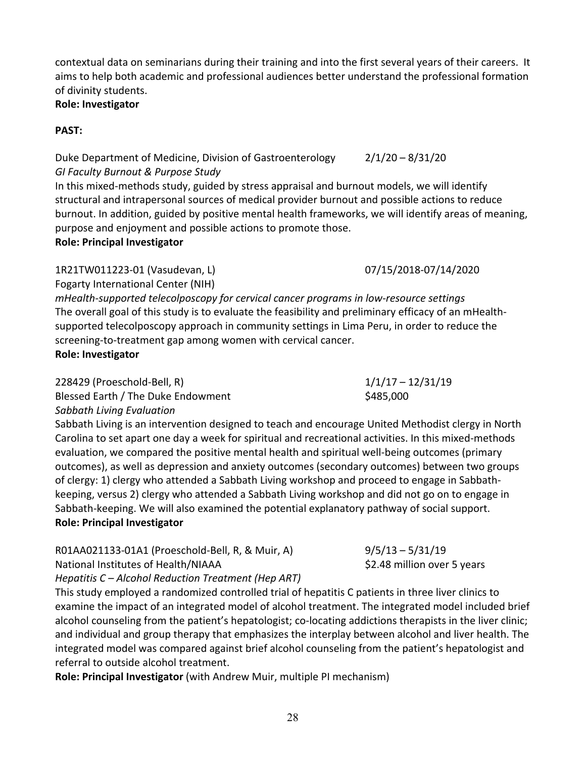contextual data on seminarians during their training and into the first several years of their careers. It aims to help both academic and professional audiences better understand the professional formation of divinity students.
**Role: Investigator**

**PAST:**

Duke Department of Medicine, Division of Gastroenterology 2/1/20 – 8/31/20
*GI Faculty Burnout & Purpose Study*
In this mixed-methods study, guided by stress appraisal and burnout models, we will identify structural and intrapersonal sources of medical provider burnout and possible actions to reduce burnout. In addition, guided by positive mental health frameworks, we will identify areas of meaning, purpose and enjoyment and possible actions to promote those.
**Role: Principal Investigator**

1R21TW011223-01 (Vasudevan, L) 07/15/2018-07/14/2020
Fogarty International Center (NIH)
*mHealth-supported telecolposcopy for cervical cancer programs in low-resource settings*
The overall goal of this study is to evaluate the feasibility and preliminary efficacy of an mHealth-supported telecolposcopy approach in community settings in Lima Peru, in order to reduce the screening-to-treatment gap among women with cervical cancer.
**Role: Investigator**

228429 (Proeschold-Bell, R) 1/1/17 – 12/31/19
Blessed Earth / The Duke Endowment $485,000
*Sabbath Living Evaluation*
Sabbath Living is an intervention designed to teach and encourage United Methodist clergy in North Carolina to set apart one day a week for spiritual and recreational activities. In this mixed-methods evaluation, we compared the positive mental health and spiritual well-being outcomes (primary outcomes), as well as depression and anxiety outcomes (secondary outcomes) between two groups of clergy: 1) clergy who attended a Sabbath Living workshop and proceed to engage in Sabbath-keeping, versus 2) clergy who attended a Sabbath Living workshop and did not go on to engage in Sabbath-keeping. We will also examined the potential explanatory pathway of social support.
**Role: Principal Investigator**

R01AA021133-01A1 (Proeschold-Bell, R, & Muir, A) 9/5/13 – 5/31/19
National Institutes of Health/NIAAA $2.48 million over 5 years
*Hepatitis C – Alcohol Reduction Treatment (Hep ART)*
This study employed a randomized controlled trial of hepatitis C patients in three liver clinics to examine the impact of an integrated model of alcohol treatment. The integrated model included brief alcohol counseling from the patient's hepatologist; co-locating addictions therapists in the liver clinic; and individual and group therapy that emphasizes the interplay between alcohol and liver health. The integrated model was compared against brief alcohol counseling from the patient's hepatologist and referral to outside alcohol treatment.
**Role: Principal Investigator** (with Andrew Muir, multiple PI mechanism)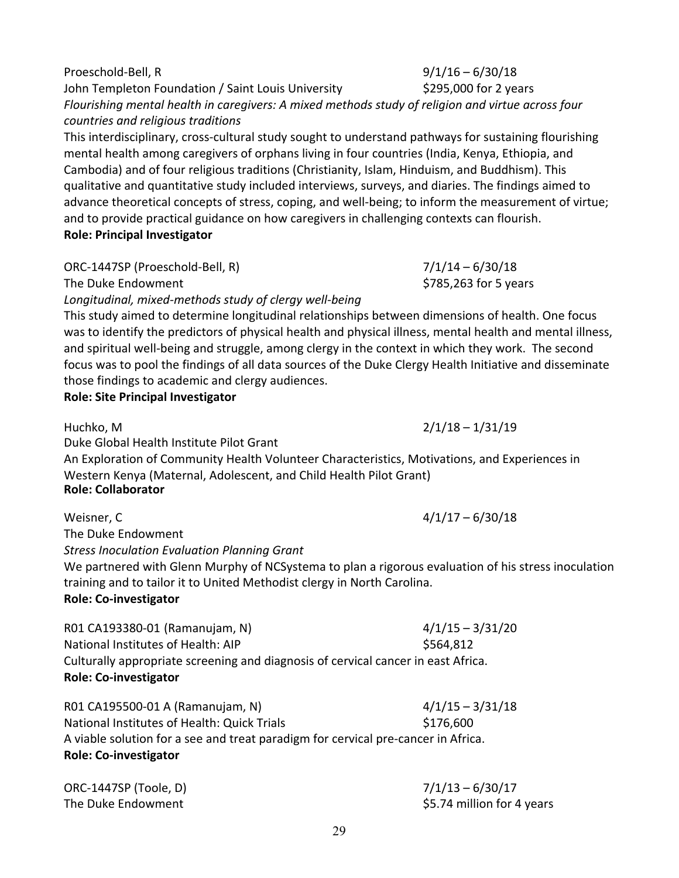Proeschold-Bell, R 9/1/16 – 6/30/18
John Templeton Foundation / Saint Louis University $295,000 for 2 years
*Flourishing mental health in caregivers: A mixed methods study of religion and virtue across four countries and religious traditions*
This interdisciplinary, cross-cultural study sought to understand pathways for sustaining flourishing mental health among caregivers of orphans living in four countries (India, Kenya, Ethiopia, and Cambodia) and of four religious traditions (Christianity, Islam, Hinduism, and Buddhism). This qualitative and quantitative study included interviews, surveys, and diaries. The findings aimed to advance theoretical concepts of stress, coping, and well-being; to inform the measurement of virtue; and to provide practical guidance on how caregivers in challenging contexts can flourish.
**Role: Principal Investigator**

ORC-1447SP (Proeschold-Bell, R) 7/1/14 – 6/30/18
The Duke Endowment $785,263 for 5 years
*Longitudinal, mixed-methods study of clergy well-being*
This study aimed to determine longitudinal relationships between dimensions of health. One focus was to identify the predictors of physical health and physical illness, mental health and mental illness, and spiritual well-being and struggle, among clergy in the context in which they work. The second focus was to pool the findings of all data sources of the Duke Clergy Health Initiative and disseminate those findings to academic and clergy audiences.
**Role: Site Principal Investigator**

Huchko, M 2/1/18 – 1/31/19
Duke Global Health Institute Pilot Grant
An Exploration of Community Health Volunteer Characteristics, Motivations, and Experiences in Western Kenya (Maternal, Adolescent, and Child Health Pilot Grant)
**Role: Collaborator**

Weisner, C 4/1/17 – 6/30/18
The Duke Endowment
*Stress Inoculation Evaluation Planning Grant*
We partnered with Glenn Murphy of NCSystema to plan a rigorous evaluation of his stress inoculation training and to tailor it to United Methodist clergy in North Carolina.
**Role: Co-investigator**

R01 CA193380-01 (Ramanujam, N) 4/1/15 – 3/31/20
National Institutes of Health: AIP $564,812
Culturally appropriate screening and diagnosis of cervical cancer in east Africa.
**Role: Co-investigator**

R01 CA195500-01 A (Ramanujam, N) 4/1/15 – 3/31/18
National Institutes of Health: Quick Trials $176,600
A viable solution for a see and treat paradigm for cervical pre-cancer in Africa.
**Role: Co-investigator**

ORC-1447SP (Toole, D) 7/1/13 – 6/30/17
The Duke Endowment $5.74 million for 4 years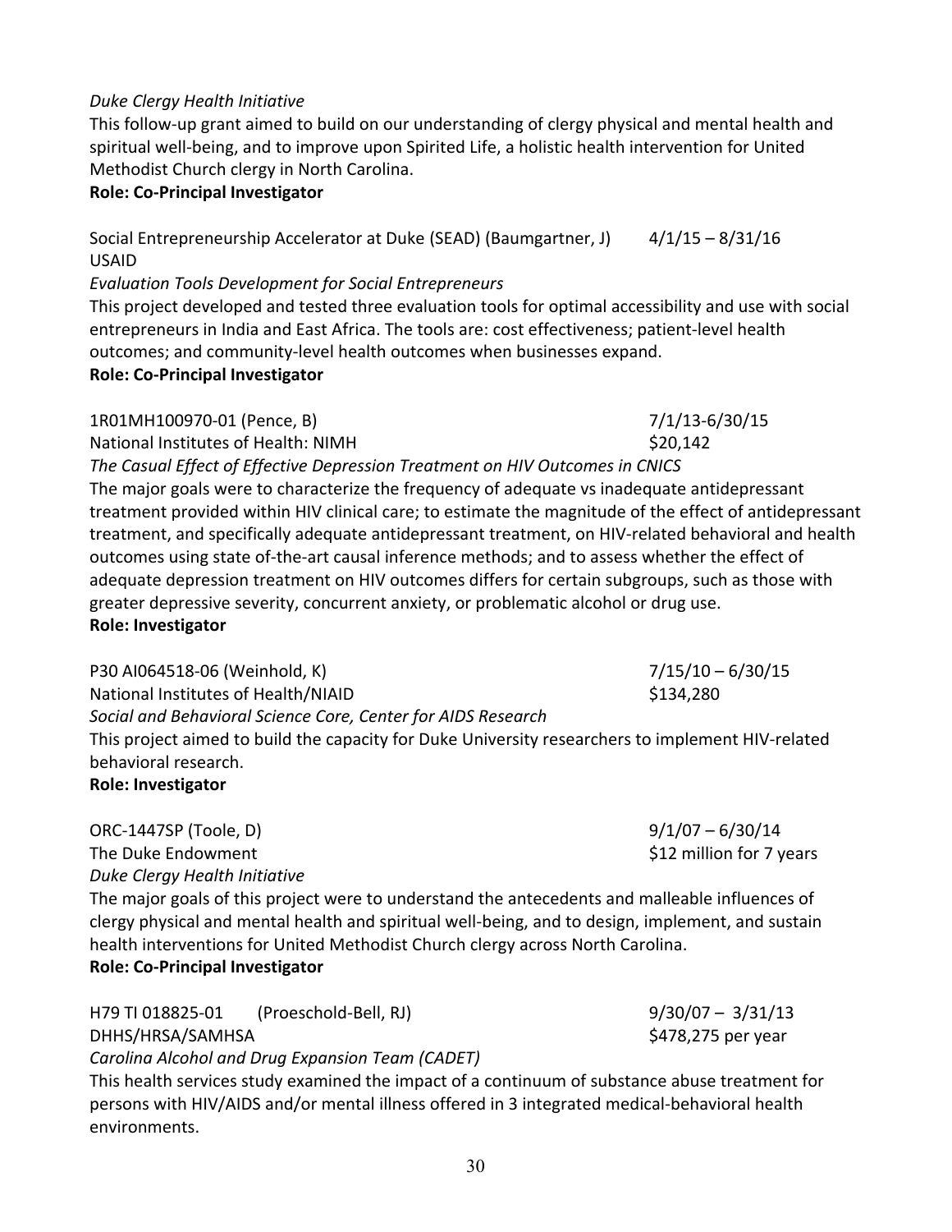*Duke Clergy Health Initiative*
This follow-up grant aimed to build on our understanding of clergy physical and mental health and spiritual well-being, and to improve upon Spirited Life, a holistic health intervention for United Methodist Church clergy in North Carolina.
**Role: Co-Principal Investigator**

Social Entrepreneurship Accelerator at Duke (SEAD) (Baumgartner, J) 4/1/15 – 8/31/16
USAID
*Evaluation Tools Development for Social Entrepreneurs*
This project developed and tested three evaluation tools for optimal accessibility and use with social entrepreneurs in India and East Africa. The tools are: cost effectiveness; patient-level health outcomes; and community-level health outcomes when businesses expand.
**Role: Co-Principal Investigator**

1R01MH100970-01 (Pence, B) 7/1/13-6/30/15
National Institutes of Health: NIMH $20,142
*The Casual Effect of Effective Depression Treatment on HIV Outcomes in CNICS*
The major goals were to characterize the frequency of adequate vs inadequate antidepressant treatment provided within HIV clinical care; to estimate the magnitude of the effect of antidepressant treatment, and specifically adequate antidepressant treatment, on HIV-related behavioral and health outcomes using state of-the-art causal inference methods; and to assess whether the effect of adequate depression treatment on HIV outcomes differs for certain subgroups, such as those with greater depressive severity, concurrent anxiety, or problematic alcohol or drug use.
**Role: Investigator**

P30 AI064518-06 (Weinhold, K) 7/15/10 – 6/30/15
National Institutes of Health/NIAID $134,280
*Social and Behavioral Science Core, Center for AIDS Research*
This project aimed to build the capacity for Duke University researchers to implement HIV-related behavioral research.
**Role: Investigator**

ORC-1447SP (Toole, D) 9/1/07 – 6/30/14
The Duke Endowment $12 million for 7 years
*Duke Clergy Health Initiative*
The major goals of this project were to understand the antecedents and malleable influences of clergy physical and mental health and spiritual well-being, and to design, implement, and sustain health interventions for United Methodist Church clergy across North Carolina.
**Role: Co-Principal Investigator**

H79 TI 018825-01 (Proeschold-Bell, RJ) 9/30/07 – 3/31/13
DHHS/HRSA/SAMHSA $478,275 per year
*Carolina Alcohol and Drug Expansion Team (CADET)*
This health services study examined the impact of a continuum of substance abuse treatment for persons with HIV/AIDS and/or mental illness offered in 3 integrated medical-behavioral health environments.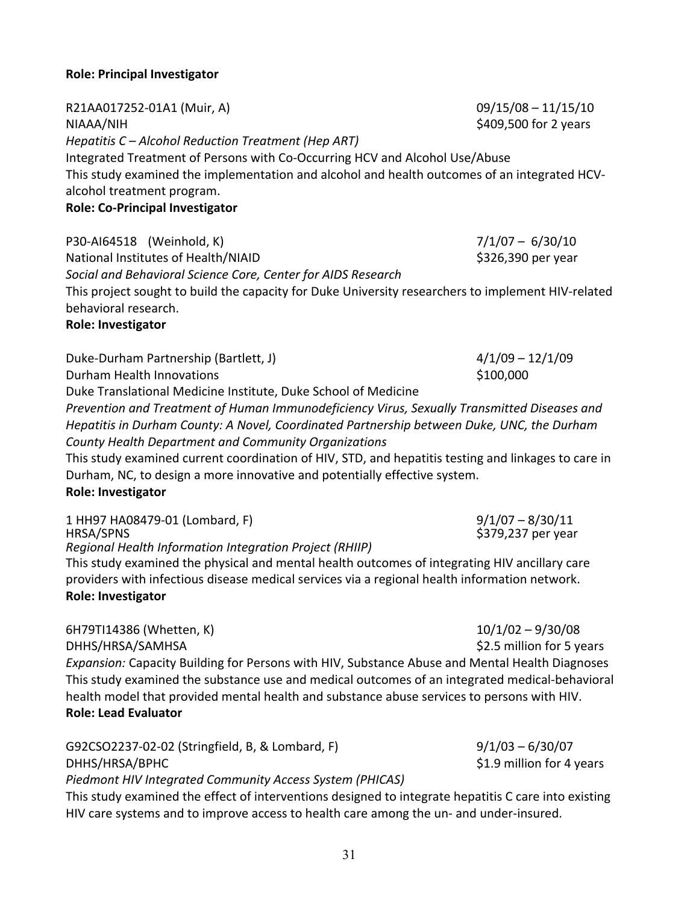**Role: Principal Investigator**

R21AA017252-01A1 (Muir, A) 09/15/08 – 11/15/10
NIAAA/NIH $409,500 for 2 years
*Hepatitis C – Alcohol Reduction Treatment (Hep ART)*
Integrated Treatment of Persons with Co-Occurring HCV and Alcohol Use/Abuse
This study examined the implementation and alcohol and health outcomes of an integrated HCV-alcohol treatment program.
**Role: Co-Principal Investigator**

P30-AI64518 (Weinhold, K) 7/1/07 – 6/30/10
National Institutes of Health/NIAID $326,390 per year
*Social and Behavioral Science Core, Center for AIDS Research*
This project sought to build the capacity for Duke University researchers to implement HIV-related behavioral research.
**Role: Investigator**

Duke-Durham Partnership (Bartlett, J) 4/1/09 – 12/1/09
Durham Health Innovations $100,000
Duke Translational Medicine Institute, Duke School of Medicine
*Prevention and Treatment of Human Immunodeficiency Virus, Sexually Transmitted Diseases and Hepatitis in Durham County: A Novel, Coordinated Partnership between Duke, UNC, the Durham County Health Department and Community Organizations*
This study examined current coordination of HIV, STD, and hepatitis testing and linkages to care in Durham, NC, to design a more innovative and potentially effective system.
**Role: Investigator**

1 HH97 HA08479-01 (Lombard, F) 9/1/07 – 8/30/11
HRSA/SPNS $379,237 per year
*Regional Health Information Integration Project (RHIIP)*
This study examined the physical and mental health outcomes of integrating HIV ancillary care providers with infectious disease medical services via a regional health information network.
**Role: Investigator**

6H79TI14386 (Whetten, K) 10/1/02 – 9/30/08
DHHS/HRSA/SAMHSA $2.5 million for 5 years
*Expansion:* Capacity Building for Persons with HIV, Substance Abuse and Mental Health Diagnoses
This study examined the substance use and medical outcomes of an integrated medical-behavioral health model that provided mental health and substance abuse services to persons with HIV.
**Role: Lead Evaluator**

G92CSO2237-02-02 (Stringfield, B, & Lombard, F) 9/1/03 – 6/30/07
DHHS/HRSA/BPHC $1.9 million for 4 years
*Piedmont HIV Integrated Community Access System (PHICAS)*
This study examined the effect of interventions designed to integrate hepatitis C care into existing HIV care systems and to improve access to health care among the un- and under-insured.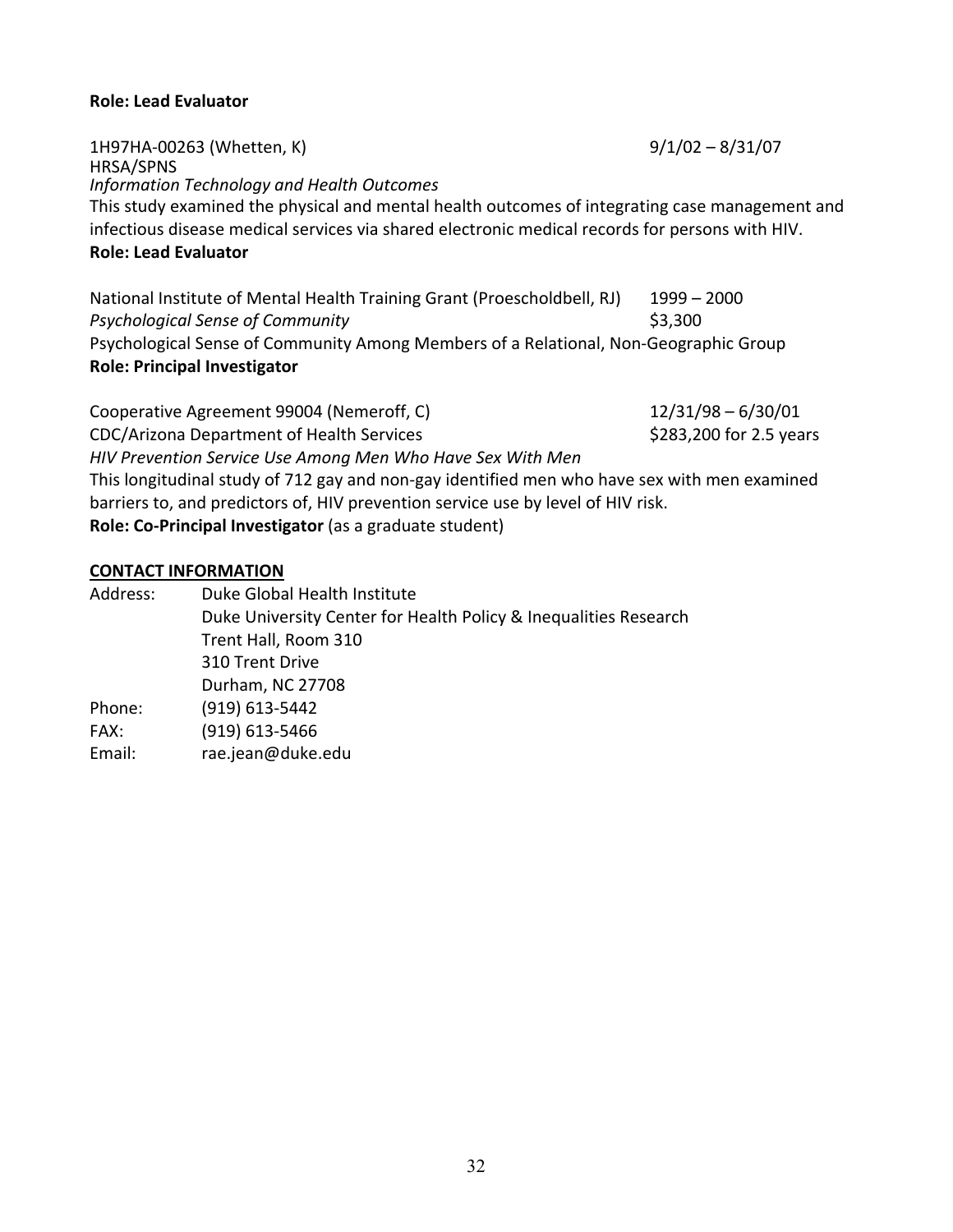**Role: Lead Evaluator**

1H97HA-00263 (Whetten, K) 9/1/02 – 8/31/07
HRSA/SPNS
*Information Technology and Health Outcomes*
This study examined the physical and mental health outcomes of integrating case management and infectious disease medical services via shared electronic medical records for persons with HIV.
**Role: Lead Evaluator**

National Institute of Mental Health Training Grant (Proescholdbell, RJ) 1999 – 2000
*Psychological Sense of Community* $3,300
Psychological Sense of Community Among Members of a Relational, Non-Geographic Group
**Role: Principal Investigator**

Cooperative Agreement 99004 (Nemeroff, C) 12/31/98 – 6/30/01
CDC/Arizona Department of Health Services $283,200 for 2.5 years
*HIV Prevention Service Use Among Men Who Have Sex With Men*
This longitudinal study of 712 gay and non-gay identified men who have sex with men examined barriers to, and predictors of, HIV prevention service use by level of HIV risk.
**Role: Co-Principal Investigator** (as a graduate student)

**CONTACT INFORMATION**

| | |
|---|---|
| Address: | Duke Global Health Institute<br>Duke University Center for Health Policy & Inequalities Research<br>Trent Hall, Room 310<br>310 Trent Drive<br>Durham, NC 27708 |
| Phone: | (919) 613-5442 |
| FAX: | (919) 613-5466 |
| Email: | rae.jean@duke.edu |